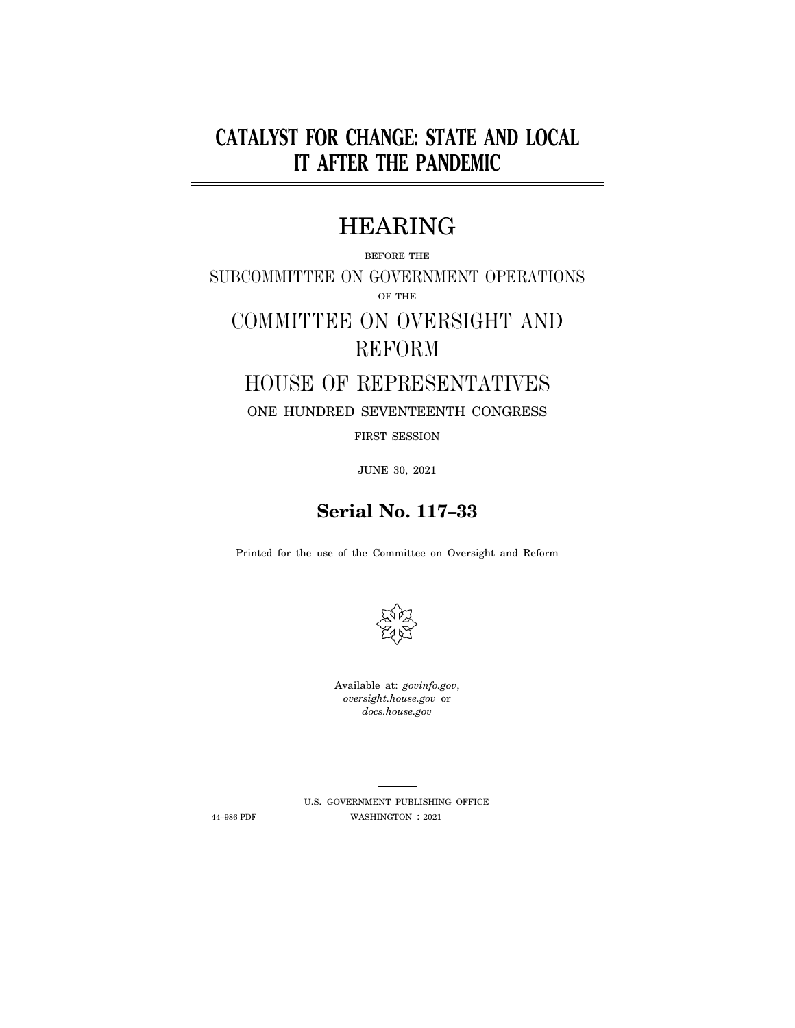# CATALYST FOR CHANGE: STATE AND LOCAL IT AFTER THE PANDEMIC

## HEARING

BEFORE THE

SUBCOMMITTEE ON GOVERNMENT OPERATIONS

OF THE

COMMITTEE ON OVERSIGHT AND REFORM

HOUSE OF REPRESENTATIVES

ONE HUNDRED SEVENTEENTH CONGRESS

FIRST SESSION

JUNE 30, 2021

**Serial No. 117–33**

Printed for the use of the Committee on Oversight and Reform

Available at: *govinfo.gov*, *oversight.house.gov* or *docs.house.gov*

U.S. GOVERNMENT PUBLISHING OFFICE

44–986 PDF WASHINGTON : 2021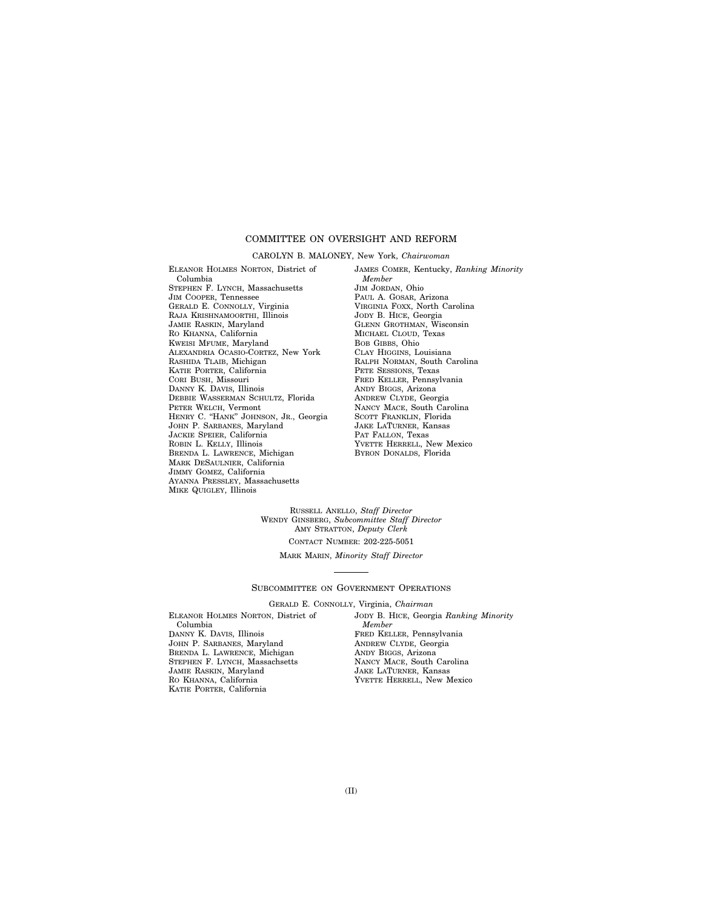## COMMITTEE ON OVERSIGHT AND REFORM

CAROLYN B. MALONEY, New York, *Chairwoman*

ELEANOR HOLMES NORTON, District of Columbia
STEPHEN F. LYNCH, Massachusetts
JIM COOPER, Tennessee
GERALD E. CONNOLLY, Virginia
RAJA KRISHNAMOORTHI, Illinois
JAMIE RASKIN, Maryland
RO KHANNA, California
KWEISI MFUME, Maryland
ALEXANDRIA OCASIO-CORTEZ, New York
RASHIDA TLAIB, Michigan
KATIE PORTER, California
CORI BUSH, Missouri
DANNY K. DAVIS, Illinois
DEBBIE WASSERMAN SCHULTZ, Florida
PETER WELCH, Vermont
HENRY C. "HANK" JOHNSON, JR., Georgia
JOHN P. SARBANES, Maryland
JACKIE SPEIER, California
ROBIN L. KELLY, Illinois
BRENDA L. LAWRENCE, Michigan
MARK DESAULNIER, California
JIMMY GOMEZ, California
AYANNA PRESSLEY, Massachusetts
MIKE QUIGLEY, Illinois

JAMES COMER, Kentucky, *Ranking Minority Member*
JIM JORDAN, Ohio
PAUL A. GOSAR, Arizona
VIRGINIA FOXX, North Carolina
JODY B. HICE, Georgia
GLENN GROTHMAN, Wisconsin
MICHAEL CLOUD, Texas
BOB GIBBS, Ohio
CLAY HIGGINS, Louisiana
RALPH NORMAN, South Carolina
PETE SESSIONS, Texas
FRED KELLER, Pennsylvania
ANDY BIGGS, Arizona
ANDREW CLYDE, Georgia
NANCY MACE, South Carolina
SCOTT FRANKLIN, Florida
JAKE LATURNER, Kansas
PAT FALLON, Texas
YVETTE HERRELL, New Mexico
BYRON DONALDS, Florida

RUSSELL ANELLO, *Staff Director*
WENDY GINSBERG, *Subcommittee Staff Director*
AMY STRATTON, *Deputy Clerk*
CONTACT NUMBER: 202-225-5051

MARK MARIN, *Minority Staff Director*

---

### SUBCOMMITTEE ON GOVERNMENT OPERATIONS

GERALD E. CONNOLLY, Virginia, *Chairman*

ELEANOR HOLMES NORTON, District of Columbia
DANNY K. DAVIS, Illinois
JOHN P. SARBANES, Maryland
BRENDA L. LAWRENCE, Michigan
STEPHEN F. LYNCH, Massachsetts
JAMIE RASKIN, Maryland
RO KHANNA, California
KATIE PORTER, California

JODY B. HICE, Georgia *Ranking Minority Member*
FRED KELLER, Pennsylvania
ANDREW CLYDE, Georgia
ANDY BIGGS, Arizona
NANCY MACE, South Carolina
JAKE LATURNER, Kansas
YVETTE HERRELL, New Mexico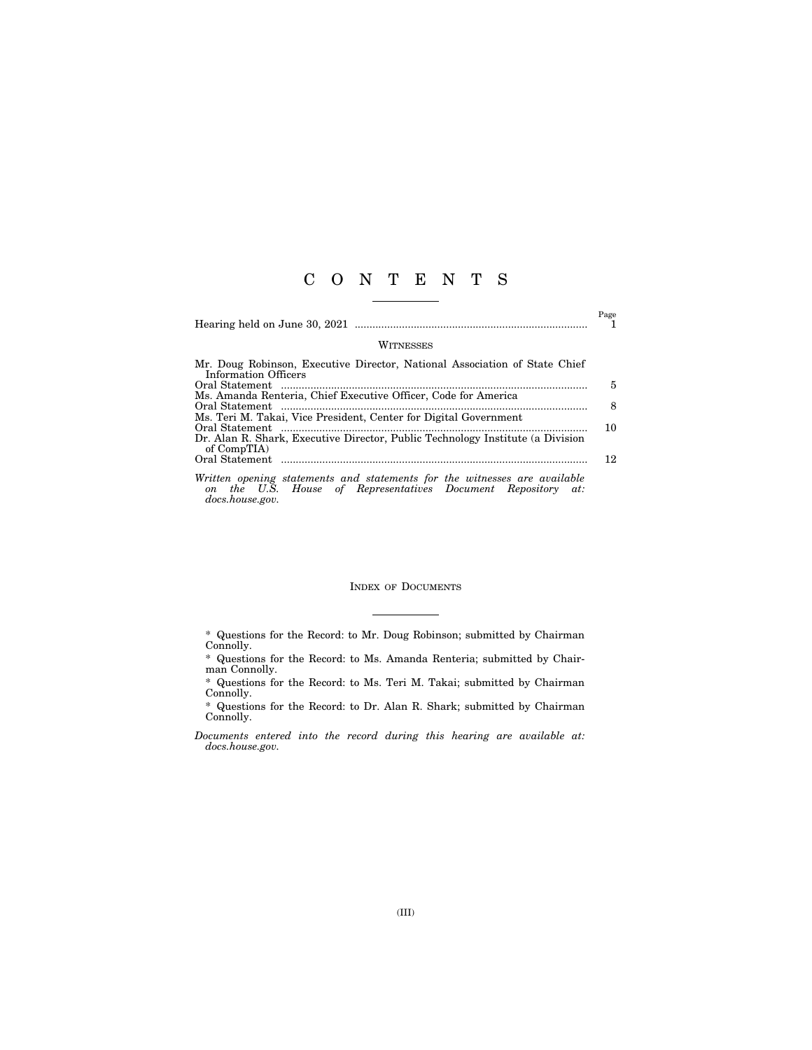# C O N T E N T S

| | Page |
|---|---|
| Hearing held on June 30, 2021 | 1 |

## WITNESSES

| | |
|---|---|
| Mr. Doug Robinson, Executive Director, National Association of State Chief Information Officers | |
| Oral Statement | 5 |
| Ms. Amanda Renteria, Chief Executive Officer, Code for America | |
| Oral Statement | 8 |
| Ms. Teri M. Takai, Vice President, Center for Digital Government | |
| Oral Statement | 10 |
| Dr. Alan R. Shark, Executive Director, Public Technology Institute (a Division of CompTIA) | |
| Oral Statement | 12 |

*Written opening statements and statements for the witnesses are available on the U.S. House of Representatives Document Repository at: docs.house.gov.*

## INDEX OF DOCUMENTS

* Questions for the Record: to Mr. Doug Robinson; submitted by Chairman Connolly.

* Questions for the Record: to Ms. Amanda Renteria; submitted by Chairman Connolly.

* Questions for the Record: to Ms. Teri M. Takai; submitted by Chairman Connolly.

* Questions for the Record: to Dr. Alan R. Shark; submitted by Chairman Connolly.

*Documents entered into the record during this hearing are available at: docs.house.gov.*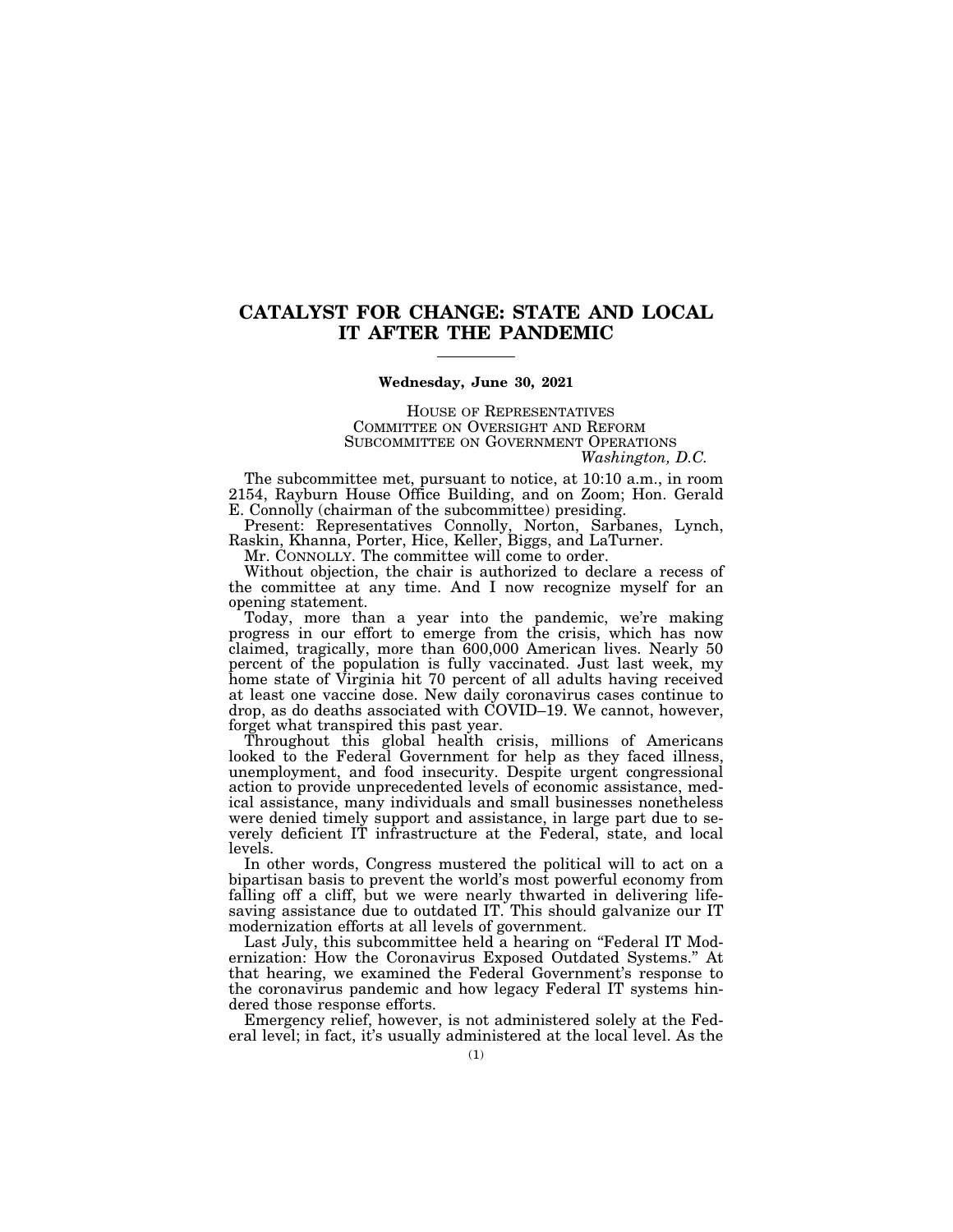# CATALYST FOR CHANGE: STATE AND LOCAL IT AFTER THE PANDEMIC

**Wednesday, June 30, 2021**

HOUSE OF REPRESENTATIVES
COMMITTEE ON OVERSIGHT AND REFORM
SUBCOMMITTEE ON GOVERNMENT OPERATIONS
*Washington, D.C.*

The subcommittee met, pursuant to notice, at 10:10 a.m., in room 2154, Rayburn House Office Building, and on Zoom; Hon. Gerald E. Connolly (chairman of the subcommittee) presiding.

Present: Representatives Connolly, Norton, Sarbanes, Lynch, Raskin, Khanna, Porter, Hice, Keller, Biggs, and LaTurner.

Mr. CONNOLLY. The committee will come to order.

Without objection, the chair is authorized to declare a recess of the committee at any time. And I now recognize myself for an opening statement.

Today, more than a year into the pandemic, we're making progress in our effort to emerge from the crisis, which has now claimed, tragically, more than 600,000 American lives. Nearly 50 percent of the population is fully vaccinated. Just last week, my home state of Virginia hit 70 percent of all adults having received at least one vaccine dose. New daily coronavirus cases continue to drop, as do deaths associated with COVID–19. We cannot, however, forget what transpired this past year.

Throughout this global health crisis, millions of Americans looked to the Federal Government for help as they faced illness, unemployment, and food insecurity. Despite urgent congressional action to provide unprecedented levels of economic assistance, medical assistance, many individuals and small businesses nonetheless were denied timely support and assistance, in large part due to severely deficient IT infrastructure at the Federal, state, and local levels.

In other words, Congress mustered the political will to act on a bipartisan basis to prevent the world's most powerful economy from falling off a cliff, but we were nearly thwarted in delivering lifesaving assistance due to outdated IT. This should galvanize our IT modernization efforts at all levels of government.

Last July, this subcommittee held a hearing on "Federal IT Modernization: How the Coronavirus Exposed Outdated Systems." At that hearing, we examined the Federal Government's response to the coronavirus pandemic and how legacy Federal IT systems hindered those response efforts.

Emergency relief, however, is not administered solely at the Federal level; in fact, it's usually administered at the local level. As the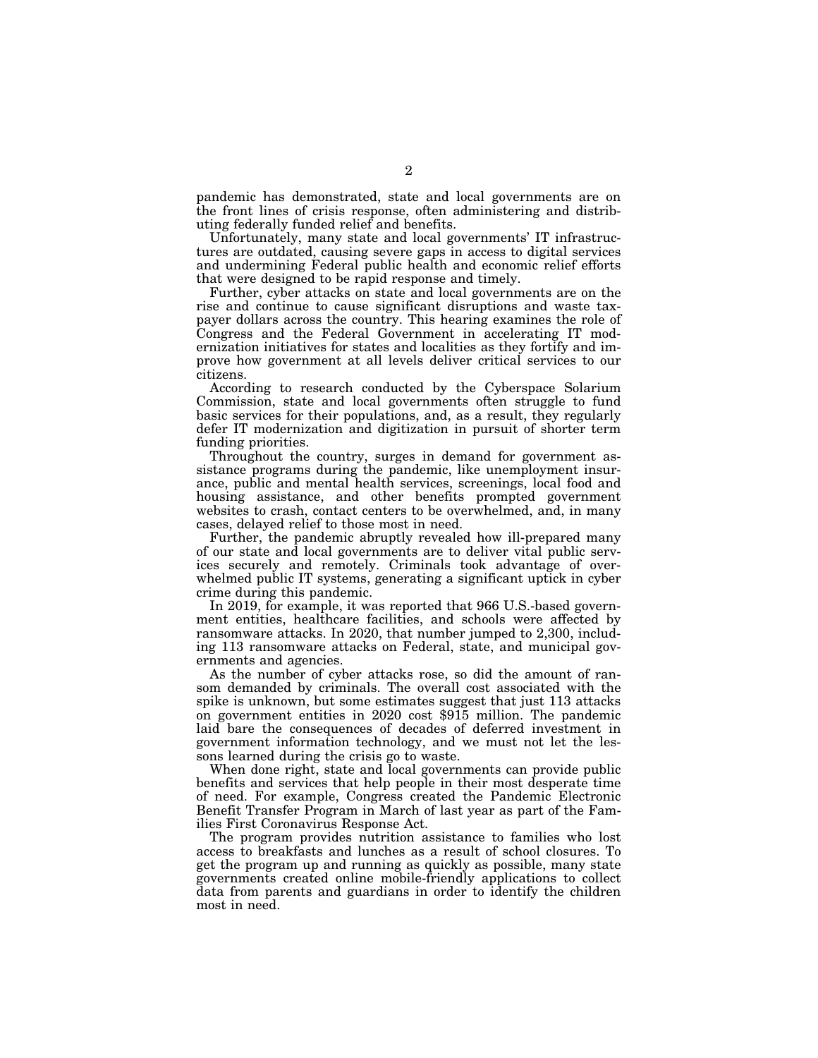pandemic has demonstrated, state and local governments are on the front lines of crisis response, often administering and distributing federally funded relief and benefits.

Unfortunately, many state and local governments' IT infrastructures are outdated, causing severe gaps in access to digital services and undermining Federal public health and economic relief efforts that were designed to be rapid response and timely.

Further, cyber attacks on state and local governments are on the rise and continue to cause significant disruptions and waste taxpayer dollars across the country. This hearing examines the role of Congress and the Federal Government in accelerating IT modernization initiatives for states and localities as they fortify and improve how government at all levels deliver critical services to our citizens.

According to research conducted by the Cyberspace Solarium Commission, state and local governments often struggle to fund basic services for their populations, and, as a result, they regularly defer IT modernization and digitization in pursuit of shorter term funding priorities.

Throughout the country, surges in demand for government assistance programs during the pandemic, like unemployment insurance, public and mental health services, screenings, local food and housing assistance, and other benefits prompted government websites to crash, contact centers to be overwhelmed, and, in many cases, delayed relief to those most in need.

Further, the pandemic abruptly revealed how ill-prepared many of our state and local governments are to deliver vital public services securely and remotely. Criminals took advantage of overwhelmed public IT systems, generating a significant uptick in cyber crime during this pandemic.

In 2019, for example, it was reported that 966 U.S.-based government entities, healthcare facilities, and schools were affected by ransomware attacks. In 2020, that number jumped to 2,300, including 113 ransomware attacks on Federal, state, and municipal governments and agencies.

As the number of cyber attacks rose, so did the amount of ransom demanded by criminals. The overall cost associated with the spike is unknown, but some estimates suggest that just 113 attacks on government entities in 2020 cost $915 million. The pandemic laid bare the consequences of decades of deferred investment in government information technology, and we must not let the lessons learned during the crisis go to waste.

When done right, state and local governments can provide public benefits and services that help people in their most desperate time of need. For example, Congress created the Pandemic Electronic Benefit Transfer Program in March of last year as part of the Families First Coronavirus Response Act.

The program provides nutrition assistance to families who lost access to breakfasts and lunches as a result of school closures. To get the program up and running as quickly as possible, many state governments created online mobile-friendly applications to collect data from parents and guardians in order to identify the children most in need.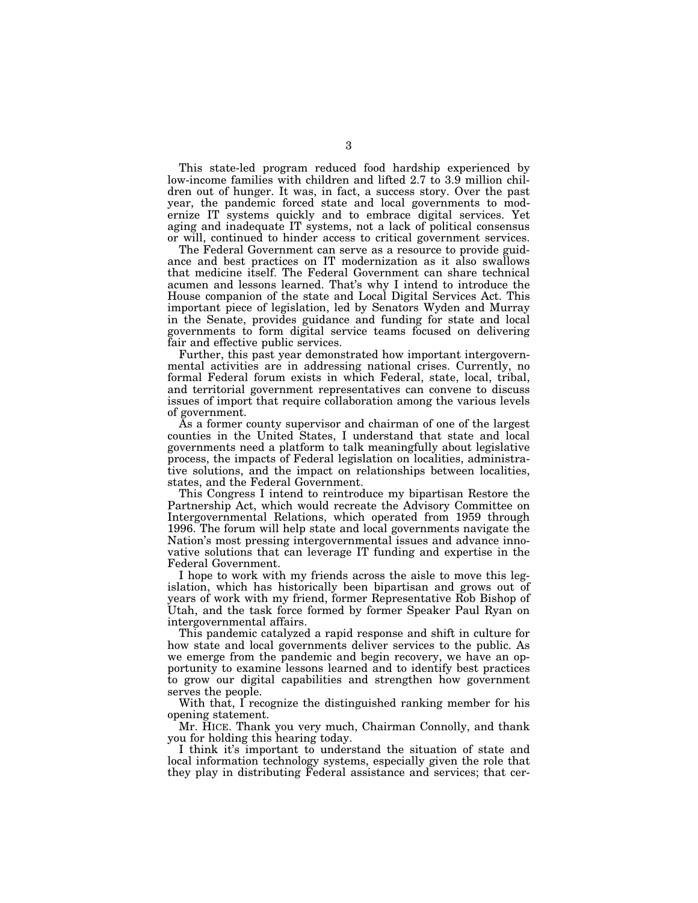This state-led program reduced food hardship experienced by low-income families with children and lifted 2.7 to 3.9 million children out of hunger. It was, in fact, a success story. Over the past year, the pandemic forced state and local governments to modernize IT systems quickly and to embrace digital services. Yet aging and inadequate IT systems, not a lack of political consensus or will, continued to hinder access to critical government services.

The Federal Government can serve as a resource to provide guidance and best practices on IT modernization as it also swallows that medicine itself. The Federal Government can share technical acumen and lessons learned. That's why I intend to introduce the House companion of the state and Local Digital Services Act. This important piece of legislation, led by Senators Wyden and Murray in the Senate, provides guidance and funding for state and local governments to form digital service teams focused on delivering fair and effective public services.

Further, this past year demonstrated how important intergovernmental activities are in addressing national crises. Currently, no formal Federal forum exists in which Federal, state, local, tribal, and territorial government representatives can convene to discuss issues of import that require collaboration among the various levels of government.

As a former county supervisor and chairman of one of the largest counties in the United States, I understand that state and local governments need a platform to talk meaningfully about legislative process, the impacts of Federal legislation on localities, administrative solutions, and the impact on relationships between localities, states, and the Federal Government.

This Congress I intend to reintroduce my bipartisan Restore the Partnership Act, which would recreate the Advisory Committee on Intergovernmental Relations, which operated from 1959 through 1996. The forum will help state and local governments navigate the Nation's most pressing intergovernmental issues and advance innovative solutions that can leverage IT funding and expertise in the Federal Government.

I hope to work with my friends across the aisle to move this legislation, which has historically been bipartisan and grows out of years of work with my friend, former Representative Rob Bishop of Utah, and the task force formed by former Speaker Paul Ryan on intergovernmental affairs.

This pandemic catalyzed a rapid response and shift in culture for how state and local governments deliver services to the public. As we emerge from the pandemic and begin recovery, we have an opportunity to examine lessons learned and to identify best practices to grow our digital capabilities and strengthen how government serves the people.

With that, I recognize the distinguished ranking member for his opening statement.

Mr. HICE. Thank you very much, Chairman Connolly, and thank you for holding this hearing today.

I think it's important to understand the situation of state and local information technology systems, especially given the role that they play in distributing Federal assistance and services; that cer-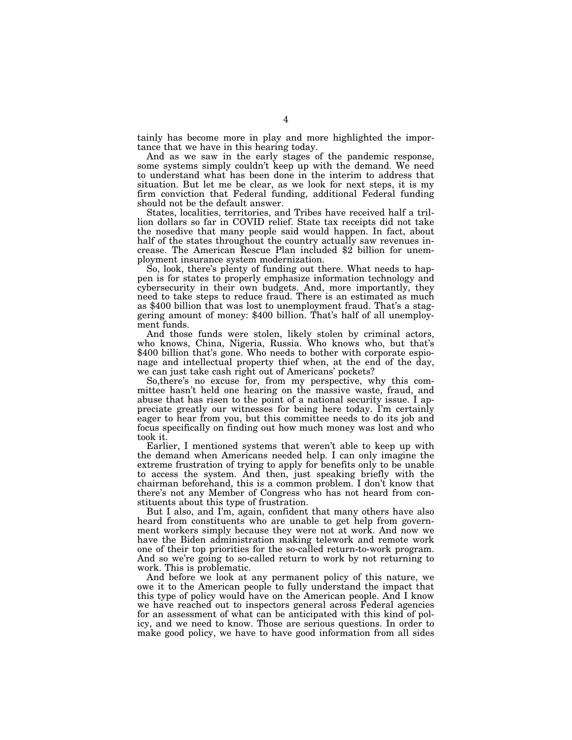tainly has become more in play and more highlighted the importance that we have in this hearing today.

And as we saw in the early stages of the pandemic response, some systems simply couldn't keep up with the demand. We need to understand what has been done in the interim to address that situation. But let me be clear, as we look for next steps, it is my firm conviction that Federal funding, additional Federal funding should not be the default answer.

States, localities, territories, and Tribes have received half a trillion dollars so far in COVID relief. State tax receipts did not take the nosedive that many people said would happen. In fact, about half of the states throughout the country actually saw revenues increase. The American Rescue Plan included $2 billion for unemployment insurance system modernization.

So, look, there's plenty of funding out there. What needs to happen is for states to properly emphasize information technology and cybersecurity in their own budgets. And, more importantly, they need to take steps to reduce fraud. There is an estimated as much as $400 billion that was lost to unemployment fraud. That's a staggering amount of money: $400 billion. That's half of all unemployment funds.

And those funds were stolen, likely stolen by criminal actors, who knows, China, Nigeria, Russia. Who knows who, but that's $400 billion that's gone. Who needs to bother with corporate espionage and intellectual property thief when, at the end of the day, we can just take cash right out of Americans' pockets?

So,there's no excuse for, from my perspective, why this committee hasn't held one hearing on the massive waste, fraud, and abuse that has risen to the point of a national security issue. I appreciate greatly our witnesses for being here today. I'm certainly eager to hear from you, but this committee needs to do its job and focus specifically on finding out how much money was lost and who took it.

Earlier, I mentioned systems that weren't able to keep up with the demand when Americans needed help. I can only imagine the extreme frustration of trying to apply for benefits only to be unable to access the system. And then, just speaking briefly with the chairman beforehand, this is a common problem. I don't know that there's not any Member of Congress who has not heard from constituents about this type of frustration.

But I also, and I'm, again, confident that many others have also heard from constituents who are unable to get help from government workers simply because they were not at work. And now we have the Biden administration making telework and remote work one of their top priorities for the so-called return-to-work program. And so we're going to so-called return to work by not returning to work. This is problematic.

And before we look at any permanent policy of this nature, we owe it to the American people to fully understand the impact that this type of policy would have on the American people. And I know we have reached out to inspectors general across Federal agencies for an assessment of what can be anticipated with this kind of policy, and we need to know. Those are serious questions. In order to make good policy, we have to have good information from all sides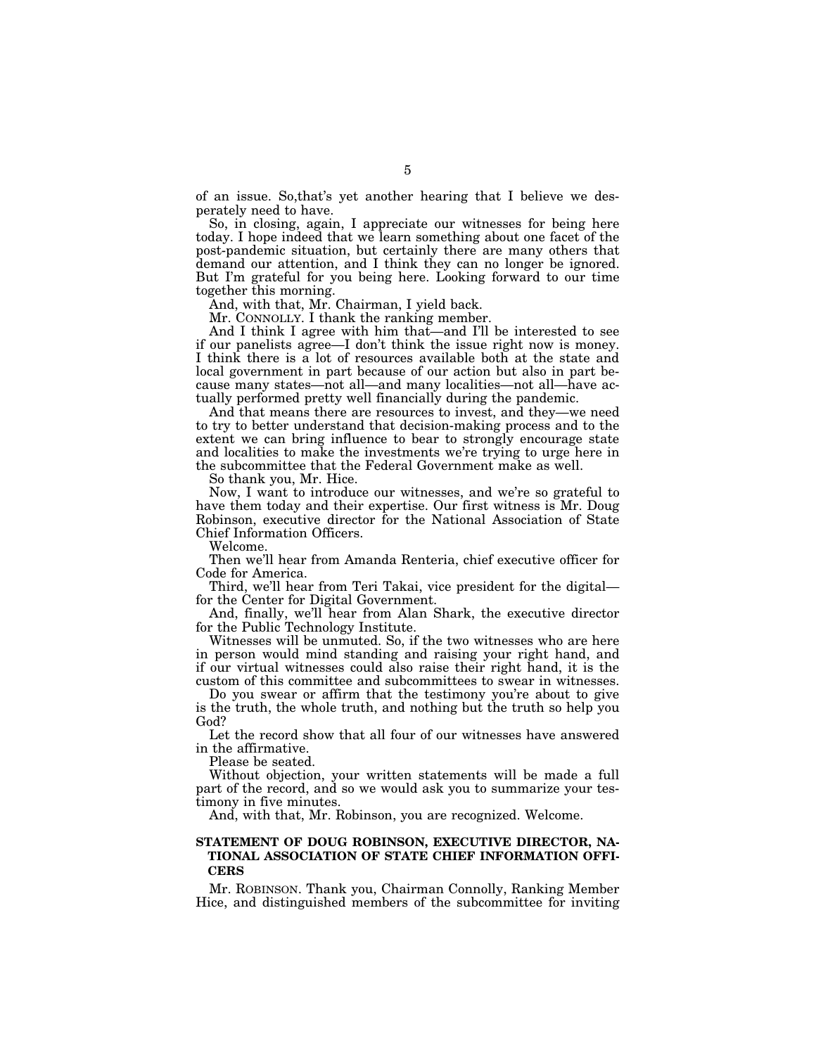of an issue. So,that's yet another hearing that I believe we desperately need to have.

So, in closing, again, I appreciate our witnesses for being here today. I hope indeed that we learn something about one facet of the post-pandemic situation, but certainly there are many others that demand our attention, and I think they can no longer be ignored. But I'm grateful for you being here. Looking forward to our time together this morning.

And, with that, Mr. Chairman, I yield back.

Mr. CONNOLLY. I thank the ranking member.

And I think I agree with him that—and I'll be interested to see if our panelists agree—I don't think the issue right now is money. I think there is a lot of resources available both at the state and local government in part because of our action but also in part because many states—not all—and many localities—not all—have actually performed pretty well financially during the pandemic.

And that means there are resources to invest, and they—we need to try to better understand that decision-making process and to the extent we can bring influence to bear to strongly encourage state and localities to make the investments we're trying to urge here in the subcommittee that the Federal Government make as well.

So thank you, Mr. Hice.

Now, I want to introduce our witnesses, and we're so grateful to have them today and their expertise. Our first witness is Mr. Doug Robinson, executive director for the National Association of State Chief Information Officers.

Welcome.

Then we'll hear from Amanda Renteria, chief executive officer for Code for America.

Third, we'll hear from Teri Takai, vice president for the digital—for the Center for Digital Government.

And, finally, we'll hear from Alan Shark, the executive director for the Public Technology Institute.

Witnesses will be unmuted. So, if the two witnesses who are here in person would mind standing and raising your right hand, and if our virtual witnesses could also raise their right hand, it is the custom of this committee and subcommittees to swear in witnesses.

Do you swear or affirm that the testimony you're about to give is the truth, the whole truth, and nothing but the truth so help you God?

Let the record show that all four of our witnesses have answered in the affirmative.

Please be seated.

Without objection, your written statements will be made a full part of the record, and so we would ask you to summarize your testimony in five minutes.

And, with that, Mr. Robinson, you are recognized. Welcome.

## STATEMENT OF DOUG ROBINSON, EXECUTIVE DIRECTOR, NATIONAL ASSOCIATION OF STATE CHIEF INFORMATION OFFICERS

Mr. ROBINSON. Thank you, Chairman Connolly, Ranking Member Hice, and distinguished members of the subcommittee for inviting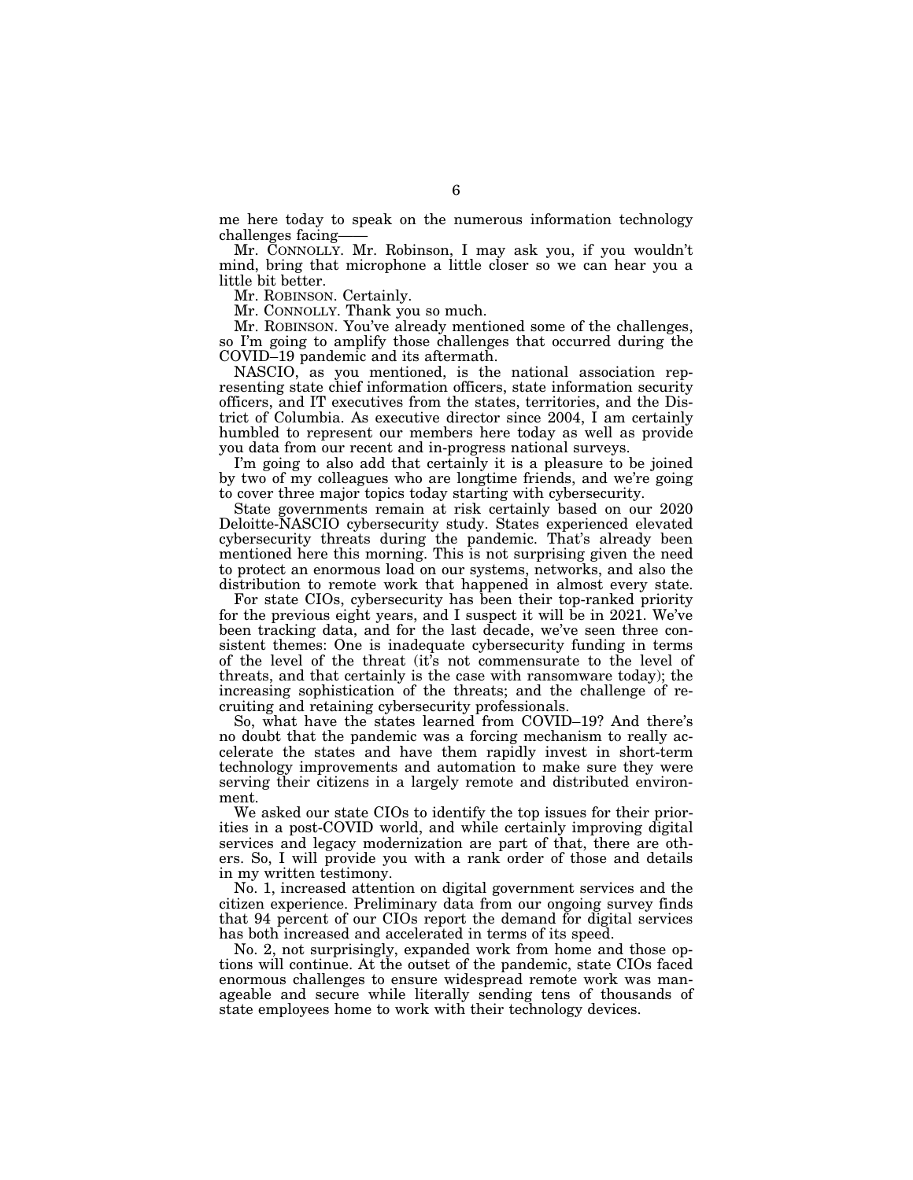me here today to speak on the numerous information technology challenges facing——

Mr. CONNOLLY. Mr. Robinson, I may ask you, if you wouldn't mind, bring that microphone a little closer so we can hear you a little bit better.

Mr. ROBINSON. Certainly.

Mr. CONNOLLY. Thank you so much.

Mr. ROBINSON. You've already mentioned some of the challenges, so I'm going to amplify those challenges that occurred during the COVID–19 pandemic and its aftermath.

NASCIO, as you mentioned, is the national association representing state chief information officers, state information security officers, and IT executives from the states, territories, and the District of Columbia. As executive director since 2004, I am certainly humbled to represent our members here today as well as provide you data from our recent and in-progress national surveys.

I'm going to also add that certainly it is a pleasure to be joined by two of my colleagues who are longtime friends, and we're going to cover three major topics today starting with cybersecurity.

State governments remain at risk certainly based on our 2020 Deloitte-NASCIO cybersecurity study. States experienced elevated cybersecurity threats during the pandemic. That's already been mentioned here this morning. This is not surprising given the need to protect an enormous load on our systems, networks, and also the distribution to remote work that happened in almost every state.

For state CIOs, cybersecurity has been their top-ranked priority for the previous eight years, and I suspect it will be in 2021. We've been tracking data, and for the last decade, we've seen three consistent themes: One is inadequate cybersecurity funding in terms of the level of the threat (it's not commensurate to the level of threats, and that certainly is the case with ransomware today); the increasing sophistication of the threats; and the challenge of recruiting and retaining cybersecurity professionals.

So, what have the states learned from COVID–19? And there's no doubt that the pandemic was a forcing mechanism to really accelerate the states and have them rapidly invest in short-term technology improvements and automation to make sure they were serving their citizens in a largely remote and distributed environment.

We asked our state CIOs to identify the top issues for their priorities in a post-COVID world, and while certainly improving digital services and legacy modernization are part of that, there are others. So, I will provide you with a rank order of those and details in my written testimony.

No. 1, increased attention on digital government services and the citizen experience. Preliminary data from our ongoing survey finds that 94 percent of our CIOs report the demand for digital services has both increased and accelerated in terms of its speed.

No. 2, not surprisingly, expanded work from home and those options will continue. At the outset of the pandemic, state CIOs faced enormous challenges to ensure widespread remote work was manageable and secure while literally sending tens of thousands of state employees home to work with their technology devices.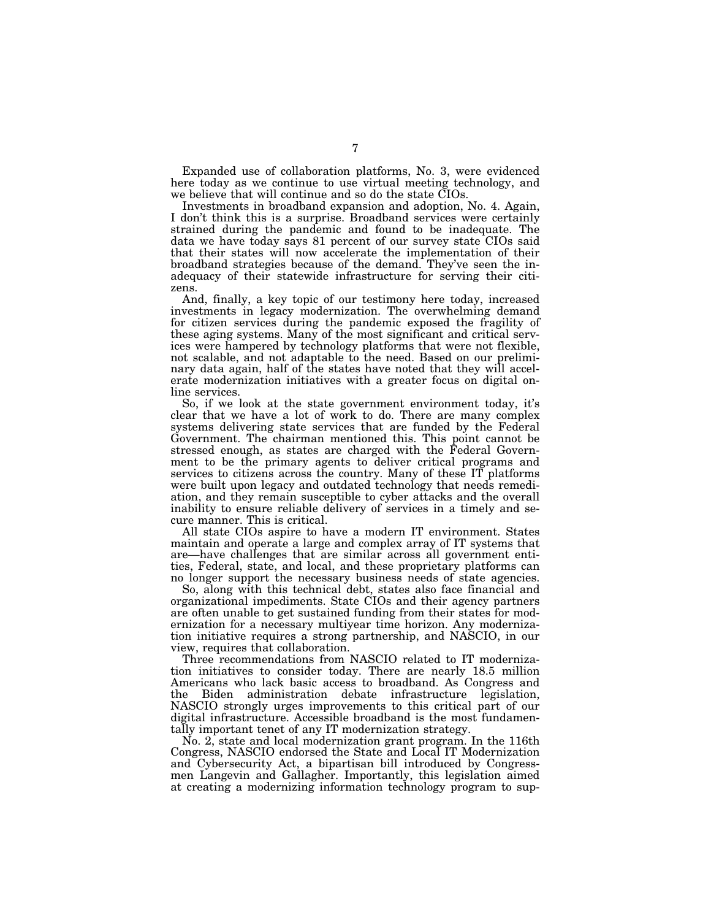Expanded use of collaboration platforms, No. 3, were evidenced here today as we continue to use virtual meeting technology, and we believe that will continue and so do the state CIOs.

Investments in broadband expansion and adoption, No. 4. Again, I don't think this is a surprise. Broadband services were certainly strained during the pandemic and found to be inadequate. The data we have today says 81 percent of our survey state CIOs said that their states will now accelerate the implementation of their broadband strategies because of the demand. They've seen the inadequacy of their statewide infrastructure for serving their citizens.

And, finally, a key topic of our testimony here today, increased investments in legacy modernization. The overwhelming demand for citizen services during the pandemic exposed the fragility of these aging systems. Many of the most significant and critical services were hampered by technology platforms that were not flexible, not scalable, and not adaptable to the need. Based on our preliminary data again, half of the states have noted that they will accelerate modernization initiatives with a greater focus on digital online services.

So, if we look at the state government environment today, it's clear that we have a lot of work to do. There are many complex systems delivering state services that are funded by the Federal Government. The chairman mentioned this. This point cannot be stressed enough, as states are charged with the Federal Government to be the primary agents to deliver critical programs and services to citizens across the country. Many of these IT platforms were built upon legacy and outdated technology that needs remediation, and they remain susceptible to cyber attacks and the overall inability to ensure reliable delivery of services in a timely and secure manner. This is critical.

All state CIOs aspire to have a modern IT environment. States maintain and operate a large and complex array of IT systems that are—have challenges that are similar across all government entities, Federal, state, and local, and these proprietary platforms can no longer support the necessary business needs of state agencies.

So, along with this technical debt, states also face financial and organizational impediments. State CIOs and their agency partners are often unable to get sustained funding from their states for modernization for a necessary multiyear time horizon. Any modernization initiative requires a strong partnership, and NASCIO, in our view, requires that collaboration.

Three recommendations from NASCIO related to IT modernization initiatives to consider today. There are nearly 18.5 million Americans who lack basic access to broadband. As Congress and the Biden administration debate infrastructure legislation, NASCIO strongly urges improvements to this critical part of our digital infrastructure. Accessible broadband is the most fundamentally important tenet of any IT modernization strategy.

No. 2, state and local modernization grant program. In the 116th Congress, NASCIO endorsed the State and Local IT Modernization and Cybersecurity Act, a bipartisan bill introduced by Congressmen Langevin and Gallagher. Importantly, this legislation aimed at creating a modernizing information technology program to sup-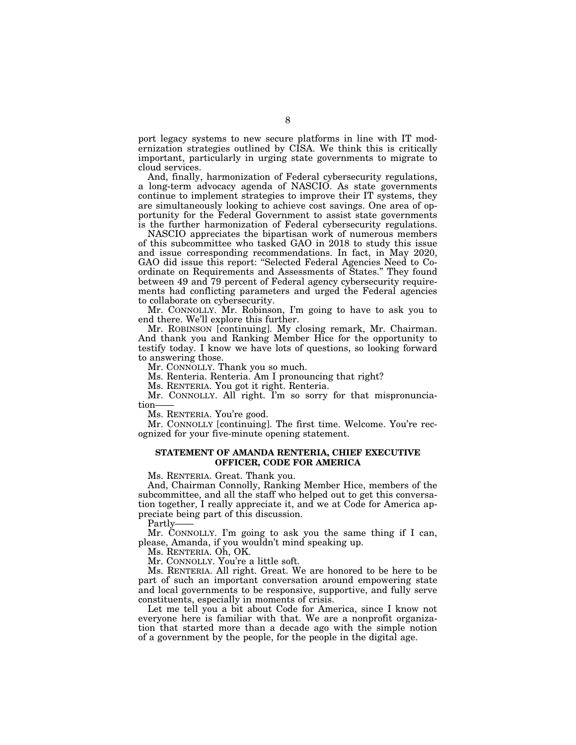port legacy systems to new secure platforms in line with IT modernization strategies outlined by CISA. We think this is critically important, particularly in urging state governments to migrate to cloud services.

And, finally, harmonization of Federal cybersecurity regulations, a long-term advocacy agenda of NASCIO. As state governments continue to implement strategies to improve their IT systems, they are simultaneously looking to achieve cost savings. One area of opportunity for the Federal Government to assist state governments is the further harmonization of Federal cybersecurity regulations.

NASCIO appreciates the bipartisan work of numerous members of this subcommittee who tasked GAO in 2018 to study this issue and issue corresponding recommendations. In fact, in May 2020, GAO did issue this report: "Selected Federal Agencies Need to Coordinate on Requirements and Assessments of States." They found between 49 and 79 percent of Federal agency cybersecurity requirements had conflicting parameters and urged the Federal agencies to collaborate on cybersecurity.

Mr. CONNOLLY. Mr. Robinson, I'm going to have to ask you to end there. We'll explore this further.

Mr. ROBINSON [continuing]. My closing remark, Mr. Chairman. And thank you and Ranking Member Hice for the opportunity to testify today. I know we have lots of questions, so looking forward to answering those.

Mr. CONNOLLY. Thank you so much.

Ms. Renteria. Renteria. Am I pronouncing that right?

Ms. RENTERIA. You got it right. Renteria.

Mr. CONNOLLY. All right. I'm so sorry for that mispronunciation——

Ms. RENTERIA. You're good.

Mr. CONNOLLY [continuing]. The first time. Welcome. You're recognized for your five-minute opening statement.

## STATEMENT OF AMANDA RENTERIA, CHIEF EXECUTIVE OFFICER, CODE FOR AMERICA

Ms. RENTERIA. Great. Thank you.

And, Chairman Connolly, Ranking Member Hice, members of the subcommittee, and all the staff who helped out to get this conversation together, I really appreciate it, and we at Code for America appreciate being part of this discussion.

Partly——

Mr. CONNOLLY. I'm going to ask you the same thing if I can, please, Amanda, if you wouldn't mind speaking up.

Ms. RENTERIA. Oh, OK.

Mr. CONNOLLY. You're a little soft.

Ms. RENTERIA. All right. Great. We are honored to be here to be part of such an important conversation around empowering state and local governments to be responsive, supportive, and fully serve constituents, especially in moments of crisis.

Let me tell you a bit about Code for America, since I know not everyone here is familiar with that. We are a nonprofit organization that started more than a decade ago with the simple notion of a government by the people, for the people in the digital age.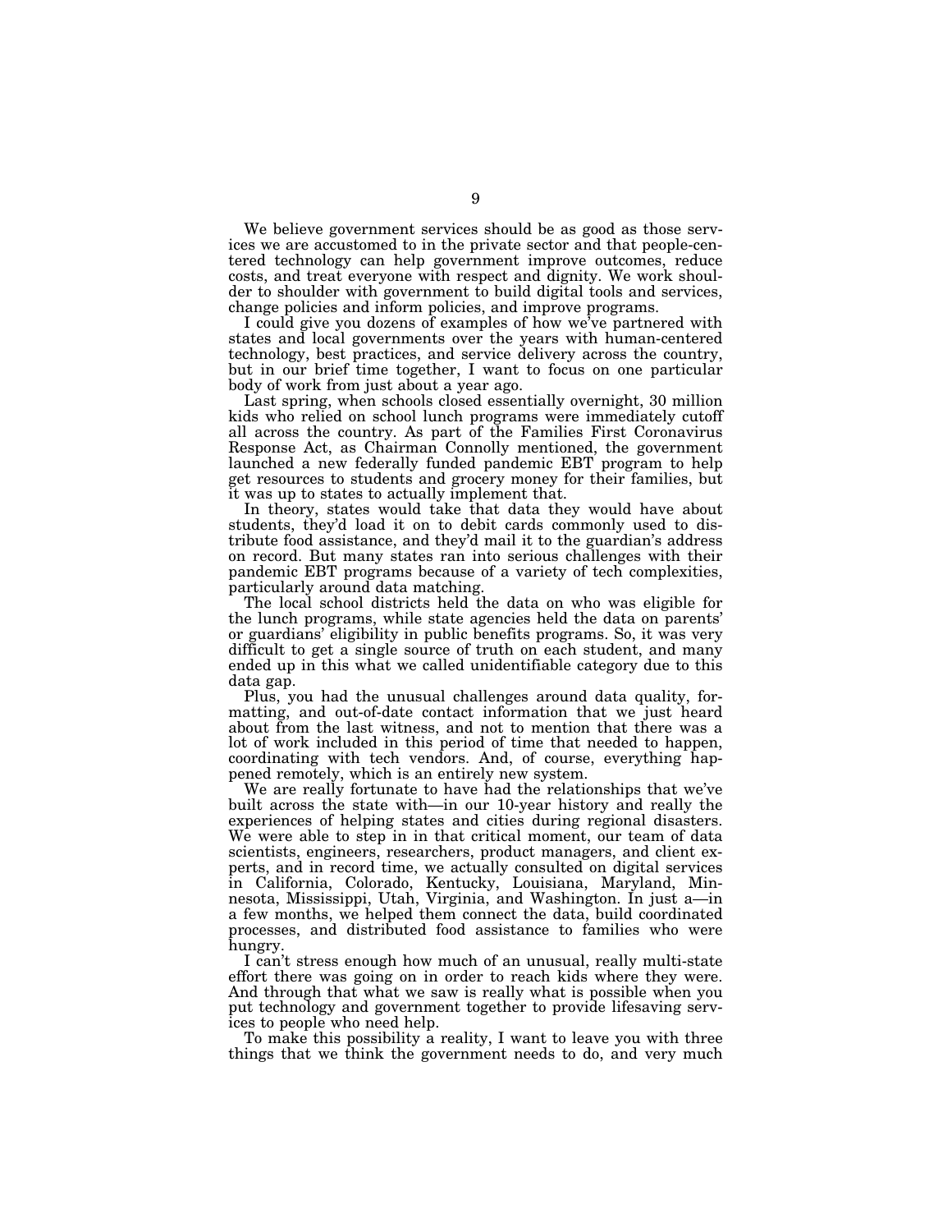We believe government services should be as good as those services we are accustomed to in the private sector and that people-centered technology can help government improve outcomes, reduce costs, and treat everyone with respect and dignity. We work shoulder to shoulder with government to build digital tools and services, change policies and inform policies, and improve programs.

I could give you dozens of examples of how we've partnered with states and local governments over the years with human-centered technology, best practices, and service delivery across the country, but in our brief time together, I want to focus on one particular body of work from just about a year ago.

Last spring, when schools closed essentially overnight, 30 million kids who relied on school lunch programs were immediately cutoff all across the country. As part of the Families First Coronavirus Response Act, as Chairman Connolly mentioned, the government launched a new federally funded pandemic EBT program to help get resources to students and grocery money for their families, but it was up to states to actually implement that.

In theory, states would take that data they would have about students, they'd load it on to debit cards commonly used to distribute food assistance, and they'd mail it to the guardian's address on record. But many states ran into serious challenges with their pandemic EBT programs because of a variety of tech complexities, particularly around data matching.

The local school districts held the data on who was eligible for the lunch programs, while state agencies held the data on parents' or guardians' eligibility in public benefits programs. So, it was very difficult to get a single source of truth on each student, and many ended up in this what we called unidentifiable category due to this data gap.

Plus, you had the unusual challenges around data quality, formatting, and out-of-date contact information that we just heard about from the last witness, and not to mention that there was a lot of work included in this period of time that needed to happen, coordinating with tech vendors. And, of course, everything happened remotely, which is an entirely new system.

We are really fortunate to have had the relationships that we've built across the state with—in our 10-year history and really the experiences of helping states and cities during regional disasters. We were able to step in in that critical moment, our team of data scientists, engineers, researchers, product managers, and client experts, and in record time, we actually consulted on digital services in California, Colorado, Kentucky, Louisiana, Maryland, Minnesota, Mississippi, Utah, Virginia, and Washington. In just a—in a few months, we helped them connect the data, build coordinated processes, and distributed food assistance to families who were hungry.

I can't stress enough how much of an unusual, really multi-state effort there was going on in order to reach kids where they were. And through that what we saw is really what is possible when you put technology and government together to provide lifesaving services to people who need help.

To make this possibility a reality, I want to leave you with three things that we think the government needs to do, and very much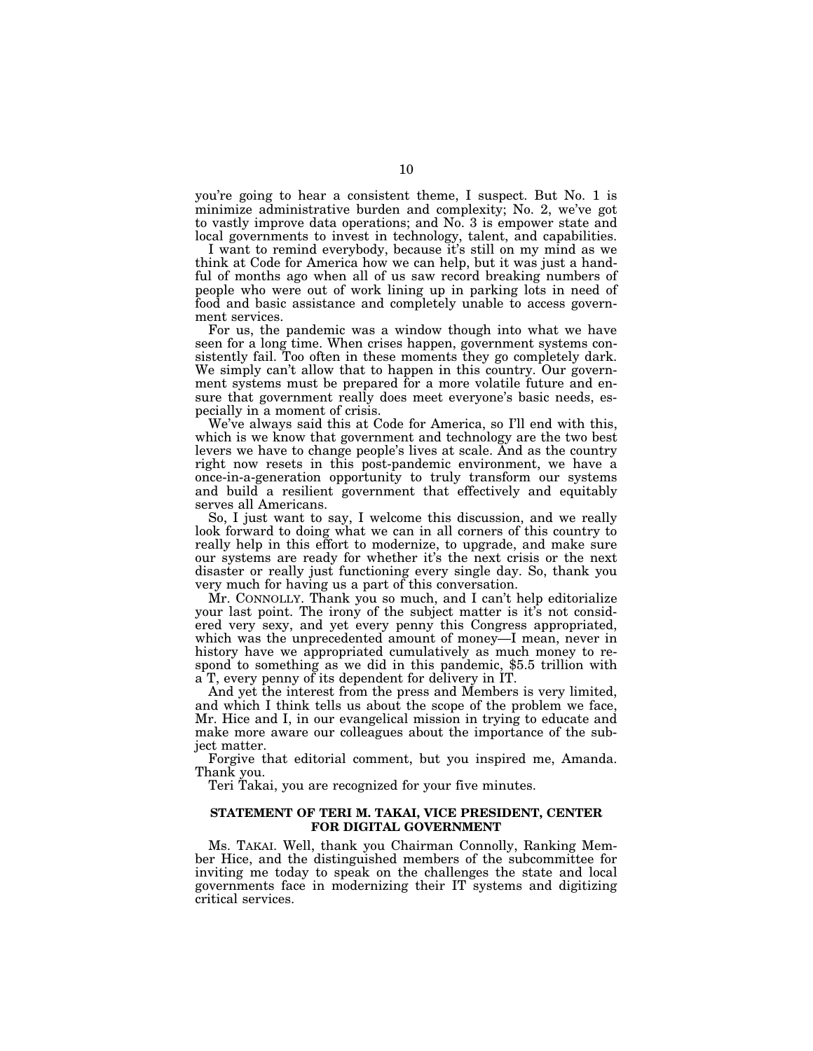you're going to hear a consistent theme, I suspect. But No. 1 is minimize administrative burden and complexity; No. 2, we've got to vastly improve data operations; and No. 3 is empower state and local governments to invest in technology, talent, and capabilities.

I want to remind everybody, because it's still on my mind as we think at Code for America how we can help, but it was just a handful of months ago when all of us saw record breaking numbers of people who were out of work lining up in parking lots in need of food and basic assistance and completely unable to access government services.

For us, the pandemic was a window though into what we have seen for a long time. When crises happen, government systems consistently fail. Too often in these moments they go completely dark. We simply can't allow that to happen in this country. Our government systems must be prepared for a more volatile future and ensure that government really does meet everyone's basic needs, especially in a moment of crisis.

We've always said this at Code for America, so I'll end with this, which is we know that government and technology are the two best levers we have to change people's lives at scale. And as the country right now resets in this post-pandemic environment, we have a once-in-a-generation opportunity to truly transform our systems and build a resilient government that effectively and equitably serves all Americans.

So, I just want to say, I welcome this discussion, and we really look forward to doing what we can in all corners of this country to really help in this effort to modernize, to upgrade, and make sure our systems are ready for whether it's the next crisis or the next disaster or really just functioning every single day. So, thank you very much for having us a part of this conversation.

Mr. CONNOLLY. Thank you so much, and I can't help editorialize your last point. The irony of the subject matter is it's not considered very sexy, and yet every penny this Congress appropriated, which was the unprecedented amount of money—I mean, never in history have we appropriated cumulatively as much money to respond to something as we did in this pandemic, $5.5 trillion with a T, every penny of its dependent for delivery in IT.

And yet the interest from the press and Members is very limited, and which I think tells us about the scope of the problem we face, Mr. Hice and I, in our evangelical mission in trying to educate and make more aware our colleagues about the importance of the subject matter.

Forgive that editorial comment, but you inspired me, Amanda. Thank you.

Teri Takai, you are recognized for your five minutes.

## STATEMENT OF TERI M. TAKAI, VICE PRESIDENT, CENTER FOR DIGITAL GOVERNMENT

Ms. TAKAI. Well, thank you Chairman Connolly, Ranking Member Hice, and the distinguished members of the subcommittee for inviting me today to speak on the challenges the state and local governments face in modernizing their IT systems and digitizing critical services.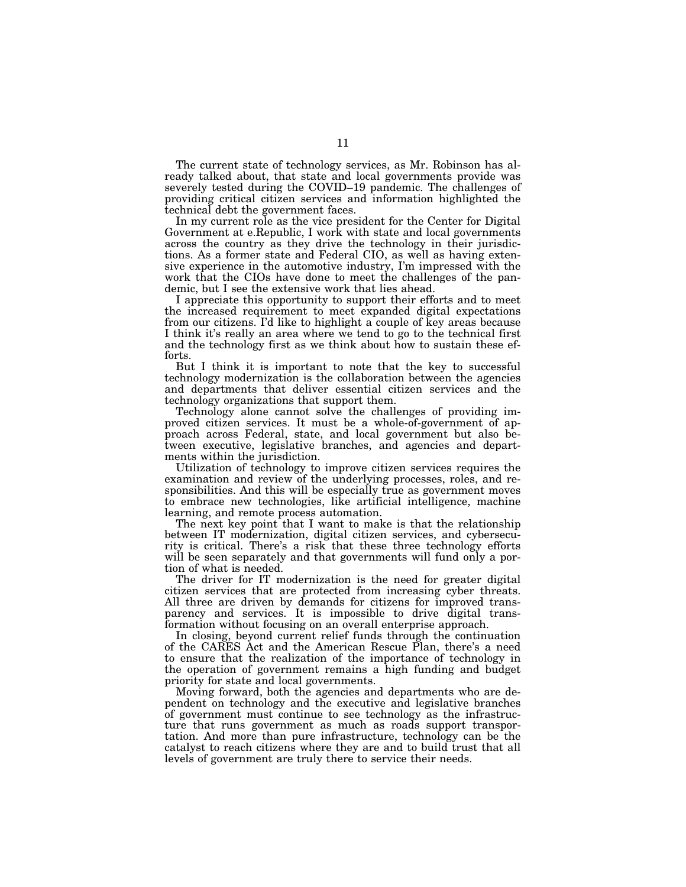The current state of technology services, as Mr. Robinson has already talked about, that state and local governments provide was severely tested during the COVID–19 pandemic. The challenges of providing critical citizen services and information highlighted the technical debt the government faces.

In my current role as the vice president for the Center for Digital Government at e.Republic, I work with state and local governments across the country as they drive the technology in their jurisdictions. As a former state and Federal CIO, as well as having extensive experience in the automotive industry, I'm impressed with the work that the CIOs have done to meet the challenges of the pandemic, but I see the extensive work that lies ahead.

I appreciate this opportunity to support their efforts and to meet the increased requirement to meet expanded digital expectations from our citizens. I'd like to highlight a couple of key areas because I think it's really an area where we tend to go to the technical first and the technology first as we think about how to sustain these efforts.

But I think it is important to note that the key to successful technology modernization is the collaboration between the agencies and departments that deliver essential citizen services and the technology organizations that support them.

Technology alone cannot solve the challenges of providing improved citizen services. It must be a whole-of-government of approach across Federal, state, and local government but also between executive, legislative branches, and agencies and departments within the jurisdiction.

Utilization of technology to improve citizen services requires the examination and review of the underlying processes, roles, and responsibilities. And this will be especially true as government moves to embrace new technologies, like artificial intelligence, machine learning, and remote process automation.

The next key point that I want to make is that the relationship between IT modernization, digital citizen services, and cybersecurity is critical. There's a risk that these three technology efforts will be seen separately and that governments will fund only a portion of what is needed.

The driver for IT modernization is the need for greater digital citizen services that are protected from increasing cyber threats. All three are driven by demands for citizens for improved transparency and services. It is impossible to drive digital transformation without focusing on an overall enterprise approach.

In closing, beyond current relief funds through the continuation of the CARES Act and the American Rescue Plan, there's a need to ensure that the realization of the importance of technology in the operation of government remains a high funding and budget priority for state and local governments.

Moving forward, both the agencies and departments who are dependent on technology and the executive and legislative branches of government must continue to see technology as the infrastructure that runs government as much as roads support transportation. And more than pure infrastructure, technology can be the catalyst to reach citizens where they are and to build trust that all levels of government are truly there to service their needs.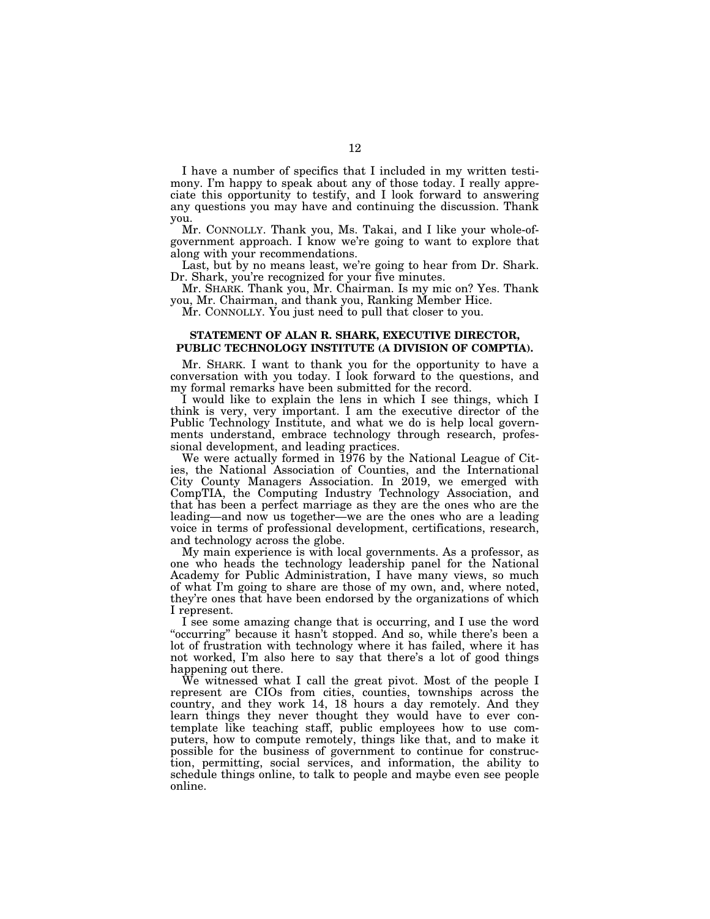I have a number of specifics that I included in my written testimony. I'm happy to speak about any of those today. I really appreciate this opportunity to testify, and I look forward to answering any questions you may have and continuing the discussion. Thank you.

Mr. CONNOLLY. Thank you, Ms. Takai, and I like your whole-of-government approach. I know we're going to want to explore that along with your recommendations.

Last, but by no means least, we're going to hear from Dr. Shark. Dr. Shark, you're recognized for your five minutes.

Mr. SHARK. Thank you, Mr. Chairman. Is my mic on? Yes. Thank you, Mr. Chairman, and thank you, Ranking Member Hice.

Mr. CONNOLLY. You just need to pull that closer to you.

## STATEMENT OF ALAN R. SHARK, EXECUTIVE DIRECTOR, PUBLIC TECHNOLOGY INSTITUTE (A DIVISION OF COMPTIA).

Mr. SHARK. I want to thank you for the opportunity to have a conversation with you today. I look forward to the questions, and my formal remarks have been submitted for the record.

I would like to explain the lens in which I see things, which I think is very, very important. I am the executive director of the Public Technology Institute, and what we do is help local governments understand, embrace technology through research, professional development, and leading practices.

We were actually formed in 1976 by the National League of Cities, the National Association of Counties, and the International City County Managers Association. In 2019, we emerged with CompTIA, the Computing Industry Technology Association, and that has been a perfect marriage as they are the ones who are the leading—and now us together—we are the ones who are a leading voice in terms of professional development, certifications, research, and technology across the globe.

My main experience is with local governments. As a professor, as one who heads the technology leadership panel for the National Academy for Public Administration, I have many views, so much of what I'm going to share are those of my own, and, where noted, they're ones that have been endorsed by the organizations of which I represent.

I see some amazing change that is occurring, and I use the word "occurring" because it hasn't stopped. And so, while there's been a lot of frustration with technology where it has failed, where it has not worked, I'm also here to say that there's a lot of good things happening out there.

We witnessed what I call the great pivot. Most of the people I represent are CIOs from cities, counties, townships across the country, and they work 14, 18 hours a day remotely. And they learn things they never thought they would have to ever contemplate like teaching staff, public employees how to use computers, how to compute remotely, things like that, and to make it possible for the business of government to continue for construction, permitting, social services, and information, the ability to schedule things online, to talk to people and maybe even see people online.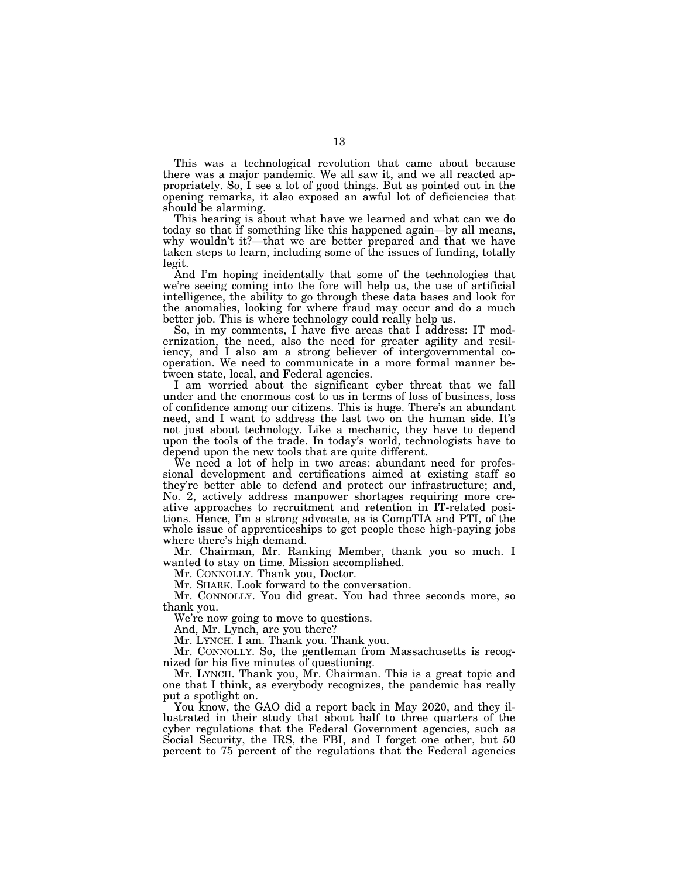This was a technological revolution that came about because there was a major pandemic. We all saw it, and we all reacted appropriately. So, I see a lot of good things. But as pointed out in the opening remarks, it also exposed an awful lot of deficiencies that should be alarming.

This hearing is about what have we learned and what can we do today so that if something like this happened again—by all means, why wouldn't it?—that we are better prepared and that we have taken steps to learn, including some of the issues of funding, totally legit.

And I'm hoping incidentally that some of the technologies that we're seeing coming into the fore will help us, the use of artificial intelligence, the ability to go through these data bases and look for the anomalies, looking for where fraud may occur and do a much better job. This is where technology could really help us.

So, in my comments, I have five areas that I address: IT modernization, the need, also the need for greater agility and resiliency, and I also am a strong believer of intergovernmental cooperation. We need to communicate in a more formal manner between state, local, and Federal agencies.

I am worried about the significant cyber threat that we fall under and the enormous cost to us in terms of loss of business, loss of confidence among our citizens. This is huge. There's an abundant need, and I want to address the last two on the human side. It's not just about technology. Like a mechanic, they have to depend upon the tools of the trade. In today's world, technologists have to depend upon the new tools that are quite different.

We need a lot of help in two areas: abundant need for professional development and certifications aimed at existing staff so they're better able to defend and protect our infrastructure; and, No. 2, actively address manpower shortages requiring more creative approaches to recruitment and retention in IT-related positions. Hence, I'm a strong advocate, as is CompTIA and PTI, of the whole issue of apprenticeships to get people these high-paying jobs where there's high demand.

Mr. Chairman, Mr. Ranking Member, thank you so much. I wanted to stay on time. Mission accomplished.

Mr. CONNOLLY. Thank you, Doctor.

Mr. SHARK. Look forward to the conversation.

Mr. CONNOLLY. You did great. You had three seconds more, so thank you.

We're now going to move to questions.

And, Mr. Lynch, are you there?

Mr. LYNCH. I am. Thank you. Thank you.

Mr. CONNOLLY. So, the gentleman from Massachusetts is recognized for his five minutes of questioning.

Mr. LYNCH. Thank you, Mr. Chairman. This is a great topic and one that I think, as everybody recognizes, the pandemic has really put a spotlight on.

You know, the GAO did a report back in May 2020, and they illustrated in their study that about half to three quarters of the cyber regulations that the Federal Government agencies, such as Social Security, the IRS, the FBI, and I forget one other, but 50 percent to 75 percent of the regulations that the Federal agencies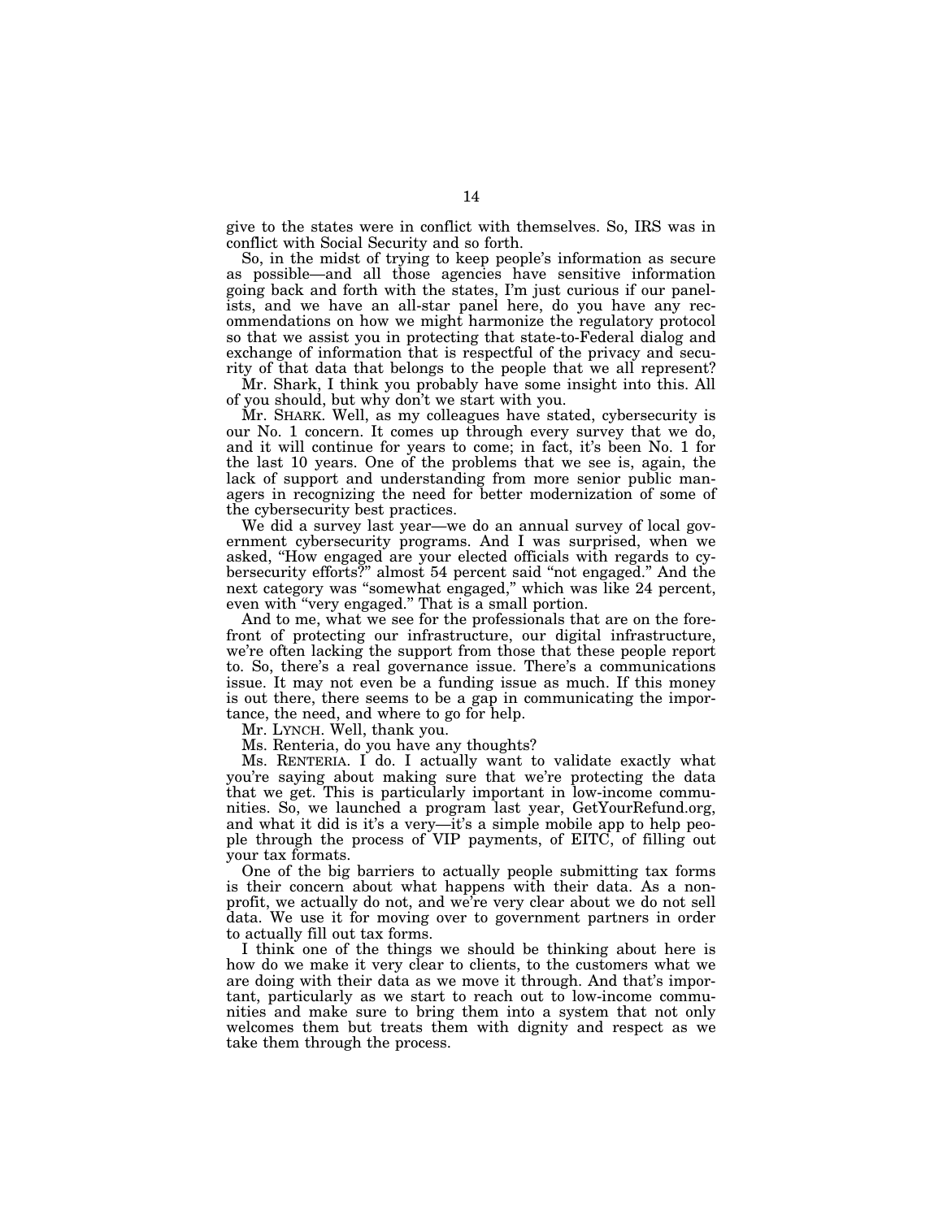give to the states were in conflict with themselves. So, IRS was in conflict with Social Security and so forth.

So, in the midst of trying to keep people's information as secure as possible—and all those agencies have sensitive information going back and forth with the states, I'm just curious if our panelists, and we have an all-star panel here, do you have any recommendations on how we might harmonize the regulatory protocol so that we assist you in protecting that state-to-Federal dialog and exchange of information that is respectful of the privacy and security of that data that belongs to the people that we all represent?

Mr. Shark, I think you probably have some insight into this. All of you should, but why don't we start with you.

Mr. SHARK. Well, as my colleagues have stated, cybersecurity is our No. 1 concern. It comes up through every survey that we do, and it will continue for years to come; in fact, it's been No. 1 for the last 10 years. One of the problems that we see is, again, the lack of support and understanding from more senior public managers in recognizing the need for better modernization of some of the cybersecurity best practices.

We did a survey last year—we do an annual survey of local government cybersecurity programs. And I was surprised, when we asked, "How engaged are your elected officials with regards to cybersecurity efforts?" almost 54 percent said "not engaged." And the next category was "somewhat engaged," which was like 24 percent, even with "very engaged." That is a small portion.

And to me, what we see for the professionals that are on the forefront of protecting our infrastructure, our digital infrastructure, we're often lacking the support from those that these people report to. So, there's a real governance issue. There's a communications issue. It may not even be a funding issue as much. If this money is out there, there seems to be a gap in communicating the importance, the need, and where to go for help.

Mr. LYNCH. Well, thank you.

Ms. Renteria, do you have any thoughts?

Ms. RENTERIA. I do. I actually want to validate exactly what you're saying about making sure that we're protecting the data that we get. This is particularly important in low-income communities. So, we launched a program last year, GetYourRefund.org, and what it did is it's a very—it's a simple mobile app to help people through the process of VIP payments, of EITC, of filling out your tax formats.

One of the big barriers to actually people submitting tax forms is their concern about what happens with their data. As a nonprofit, we actually do not, and we're very clear about we do not sell data. We use it for moving over to government partners in order to actually fill out tax forms.

I think one of the things we should be thinking about here is how do we make it very clear to clients, to the customers what we are doing with their data as we move it through. And that's important, particularly as we start to reach out to low-income communities and make sure to bring them into a system that not only welcomes them but treats them with dignity and respect as we take them through the process.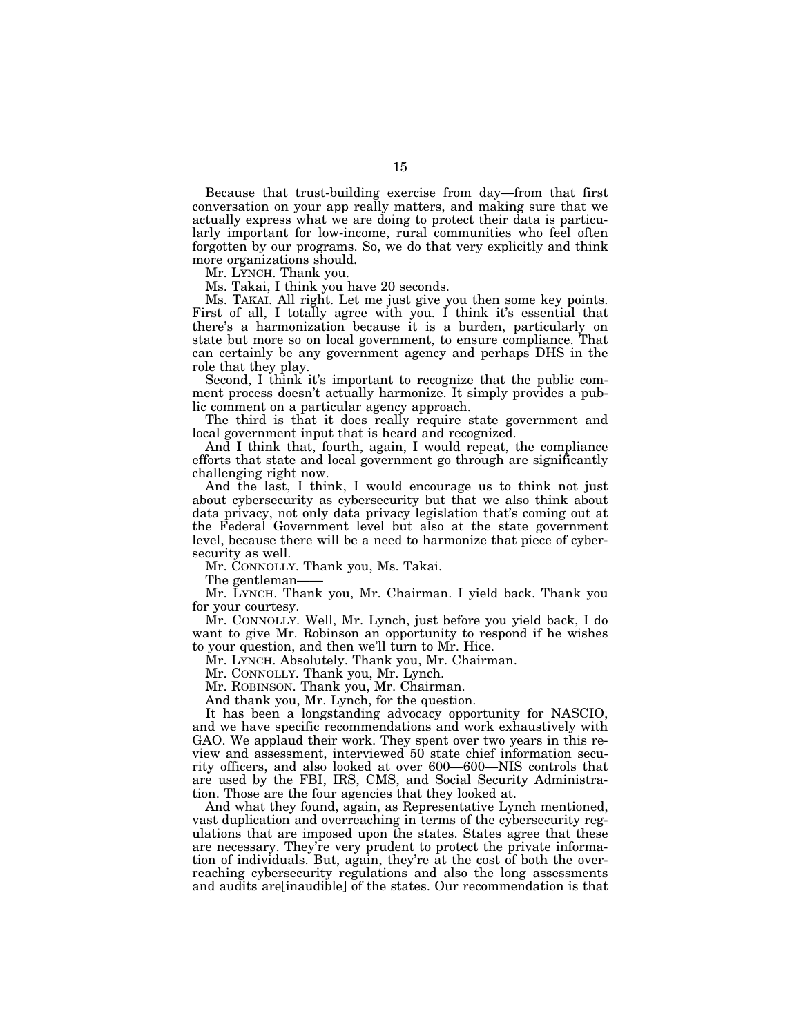Because that trust-building exercise from day—from that first conversation on your app really matters, and making sure that we actually express what we are doing to protect their data is particularly important for low-income, rural communities who feel often forgotten by our programs. So, we do that very explicitly and think more organizations should.

Mr. LYNCH. Thank you.

Ms. Takai, I think you have 20 seconds.

Ms. TAKAI. All right. Let me just give you then some key points. First of all, I totally agree with you. I think it's essential that there's a harmonization because it is a burden, particularly on state but more so on local government, to ensure compliance. That can certainly be any government agency and perhaps DHS in the role that they play.

Second, I think it's important to recognize that the public comment process doesn't actually harmonize. It simply provides a public comment on a particular agency approach.

The third is that it does really require state government and local government input that is heard and recognized.

And I think that, fourth, again, I would repeat, the compliance efforts that state and local government go through are significantly challenging right now.

And the last, I think, I would encourage us to think not just about cybersecurity as cybersecurity but that we also think about data privacy, not only data privacy legislation that's coming out at the Federal Government level but also at the state government level, because there will be a need to harmonize that piece of cybersecurity as well.

Mr. CONNOLLY. Thank you, Ms. Takai.

The gentleman——

Mr. LYNCH. Thank you, Mr. Chairman. I yield back. Thank you for your courtesy.

Mr. CONNOLLY. Well, Mr. Lynch, just before you yield back, I do want to give Mr. Robinson an opportunity to respond if he wishes to your question, and then we'll turn to Mr. Hice.

Mr. LYNCH. Absolutely. Thank you, Mr. Chairman.

Mr. CONNOLLY. Thank you, Mr. Lynch.

Mr. ROBINSON. Thank you, Mr. Chairman.

And thank you, Mr. Lynch, for the question.

It has been a longstanding advocacy opportunity for NASCIO, and we have specific recommendations and work exhaustively with GAO. We applaud their work. They spent over two years in this review and assessment, interviewed 50 state chief information security officers, and also looked at over 600—600—NIS controls that are used by the FBI, IRS, CMS, and Social Security Administration. Those are the four agencies that they looked at.

And what they found, again, as Representative Lynch mentioned, vast duplication and overreaching in terms of the cybersecurity regulations that are imposed upon the states. States agree that these are necessary. They're very prudent to protect the private information of individuals. But, again, they're at the cost of both the overreaching cybersecurity regulations and also the long assessments and audits are[inaudible] of the states. Our recommendation is that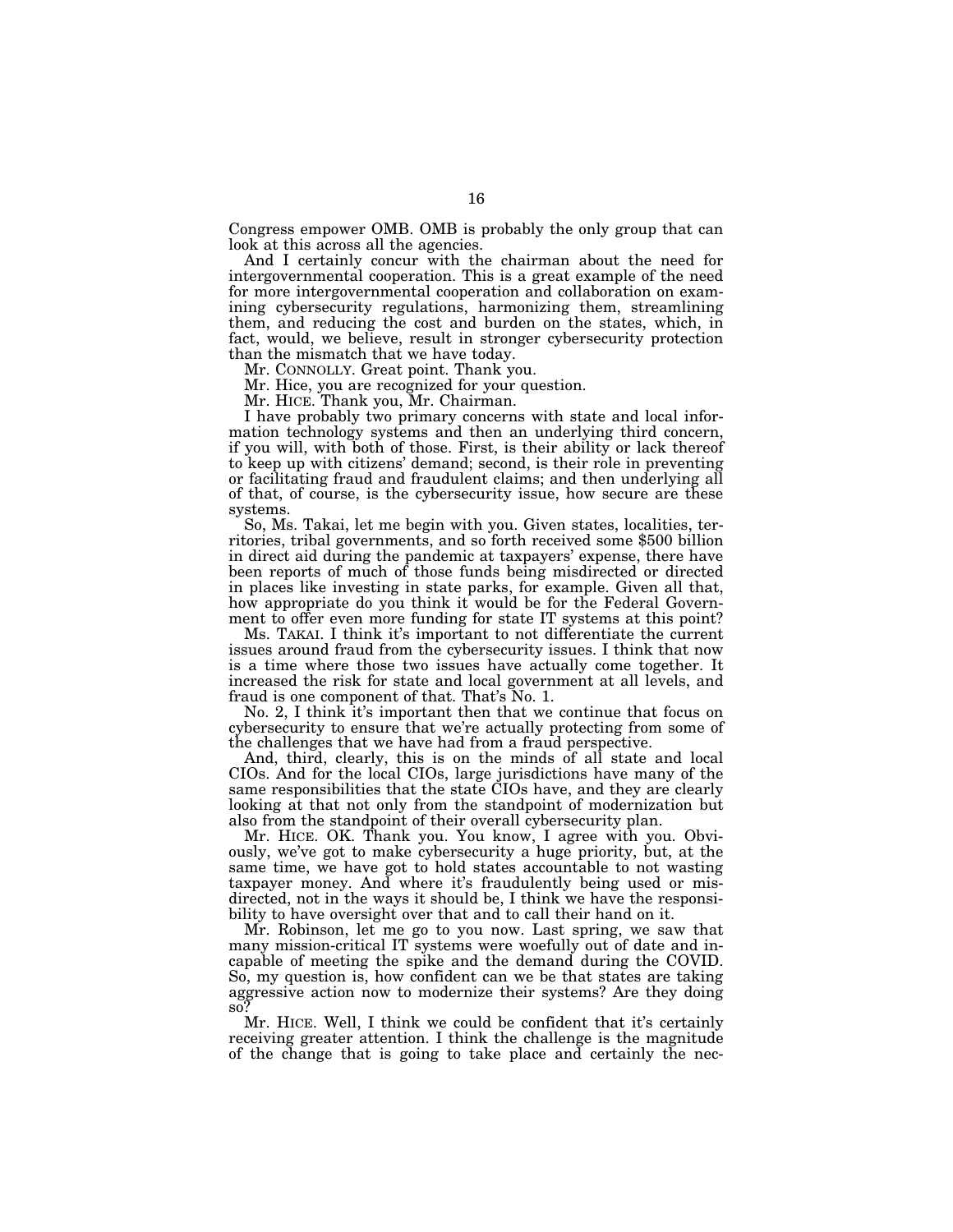Congress empower OMB. OMB is probably the only group that can look at this across all the agencies.

And I certainly concur with the chairman about the need for intergovernmental cooperation. This is a great example of the need for more intergovernmental cooperation and collaboration on examining cybersecurity regulations, harmonizing them, streamlining them, and reducing the cost and burden on the states, which, in fact, would, we believe, result in stronger cybersecurity protection than the mismatch that we have today.

Mr. CONNOLLY. Great point. Thank you.

Mr. Hice, you are recognized for your question.

Mr. HICE. Thank you, Mr. Chairman.

I have probably two primary concerns with state and local information technology systems and then an underlying third concern, if you will, with both of those. First, is their ability or lack thereof to keep up with citizens' demand; second, is their role in preventing or facilitating fraud and fraudulent claims; and then underlying all of that, of course, is the cybersecurity issue, how secure are these systems.

So, Ms. Takai, let me begin with you. Given states, localities, territories, tribal governments, and so forth received some $500 billion in direct aid during the pandemic at taxpayers' expense, there have been reports of much of those funds being misdirected or directed in places like investing in state parks, for example. Given all that, how appropriate do you think it would be for the Federal Government to offer even more funding for state IT systems at this point?

Ms. TAKAI. I think it's important to not differentiate the current issues around fraud from the cybersecurity issues. I think that now is a time where those two issues have actually come together. It increased the risk for state and local government at all levels, and fraud is one component of that. That's No. 1.

No. 2, I think it's important then that we continue that focus on cybersecurity to ensure that we're actually protecting from some of the challenges that we have had from a fraud perspective.

And, third, clearly, this is on the minds of all state and local CIOs. And for the local CIOs, large jurisdictions have many of the same responsibilities that the state CIOs have, and they are clearly looking at that not only from the standpoint of modernization but also from the standpoint of their overall cybersecurity plan.

Mr. HICE. OK. Thank you. You know, I agree with you. Obviously, we've got to make cybersecurity a huge priority, but, at the same time, we have got to hold states accountable to not wasting taxpayer money. And where it's fraudulently being used or misdirected, not in the ways it should be, I think we have the responsibility to have oversight over that and to call their hand on it.

Mr. Robinson, let me go to you now. Last spring, we saw that many mission-critical IT systems were woefully out of date and incapable of meeting the spike and the demand during the COVID. So, my question is, how confident can we be that states are taking aggressive action now to modernize their systems? Are they doing so?

Mr. HICE. Well, I think we could be confident that it's certainly receiving greater attention. I think the challenge is the magnitude of the change that is going to take place and certainly the nec-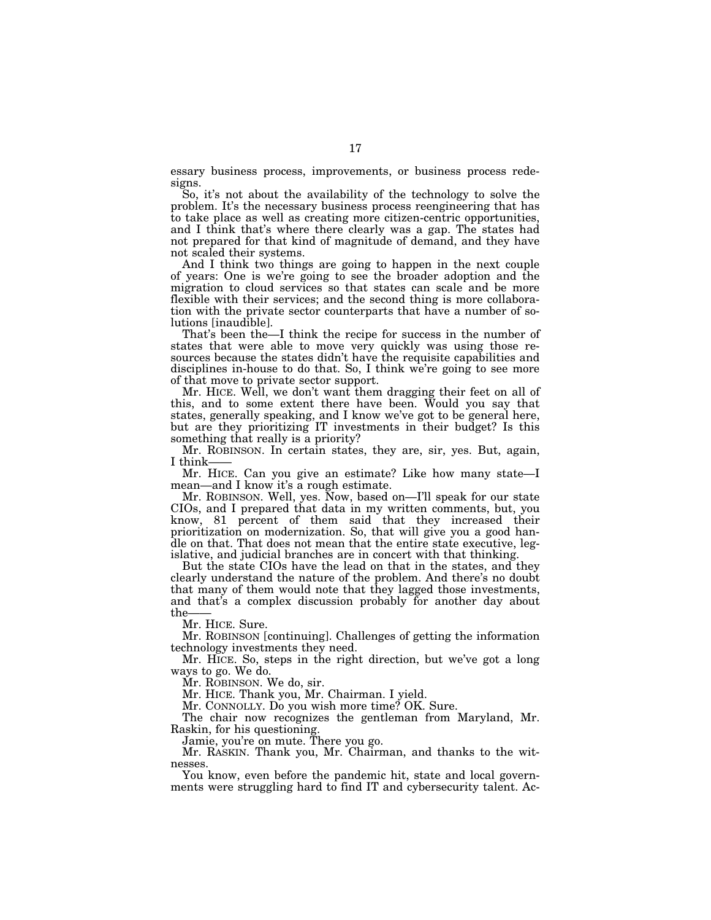essary business process, improvements, or business process redesigns.

So, it's not about the availability of the technology to solve the problem. It's the necessary business process reengineering that has to take place as well as creating more citizen-centric opportunities, and I think that's where there clearly was a gap. The states had not prepared for that kind of magnitude of demand, and they have not scaled their systems.

And I think two things are going to happen in the next couple of years: One is we're going to see the broader adoption and the migration to cloud services so that states can scale and be more flexible with their services; and the second thing is more collaboration with the private sector counterparts that have a number of solutions [inaudible].

That's been the—I think the recipe for success in the number of states that were able to move very quickly was using those resources because the states didn't have the requisite capabilities and disciplines in-house to do that. So, I think we're going to see more of that move to private sector support.

Mr. HICE. Well, we don't want them dragging their feet on all of this, and to some extent there have been. Would you say that states, generally speaking, and I know we've got to be general here, but are they prioritizing IT investments in their budget? Is this something that really is a priority?

Mr. ROBINSON. In certain states, they are, sir, yes. But, again, I think——

Mr. HICE. Can you give an estimate? Like how many state—I mean—and I know it's a rough estimate.

Mr. ROBINSON. Well, yes. Now, based on—I'll speak for our state CIOs, and I prepared that data in my written comments, but, you know, 81 percent of them said that they increased their prioritization on modernization. So, that will give you a good handle on that. That does not mean that the entire state executive, legislative, and judicial branches are in concert with that thinking.

But the state CIOs have the lead on that in the states, and they clearly understand the nature of the problem. And there's no doubt that many of them would note that they lagged those investments, and that's a complex discussion probably for another day about the——

Mr. HICE. Sure.

Mr. ROBINSON [continuing]. Challenges of getting the information technology investments they need.

Mr. HICE. So, steps in the right direction, but we've got a long ways to go. We do.

Mr. ROBINSON. We do, sir.

Mr. HICE. Thank you, Mr. Chairman. I yield.

Mr. CONNOLLY. Do you wish more time? OK. Sure.

The chair now recognizes the gentleman from Maryland, Mr. Raskin, for his questioning.

Jamie, you're on mute. There you go.

Mr. RASKIN. Thank you, Mr. Chairman, and thanks to the witnesses.

You know, even before the pandemic hit, state and local governments were struggling hard to find IT and cybersecurity talent. Ac-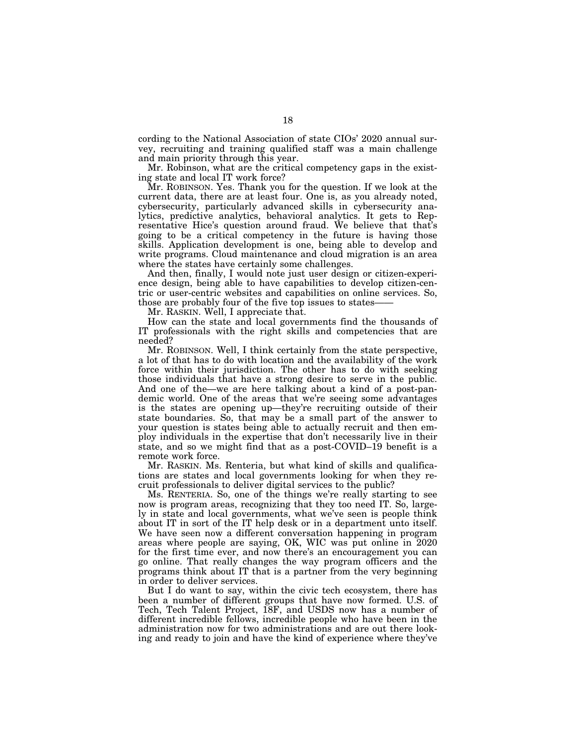cording to the National Association of state CIOs' 2020 annual survey, recruiting and training qualified staff was a main challenge and main priority through this year.

Mr. Robinson, what are the critical competency gaps in the existing state and local IT work force?

Mr. ROBINSON. Yes. Thank you for the question. If we look at the current data, there are at least four. One is, as you already noted, cybersecurity, particularly advanced skills in cybersecurity analytics, predictive analytics, behavioral analytics. It gets to Representative Hice's question around fraud. We believe that that's going to be a critical competency in the future is having those skills. Application development is one, being able to develop and write programs. Cloud maintenance and cloud migration is an area where the states have certainly some challenges.

And then, finally, I would note just user design or citizen-experience design, being able to have capabilities to develop citizen-centric or user-centric websites and capabilities on online services. So, those are probably four of the five top issues to states——

Mr. RASKIN. Well, I appreciate that.

How can the state and local governments find the thousands of IT professionals with the right skills and competencies that are needed?

Mr. ROBINSON. Well, I think certainly from the state perspective, a lot of that has to do with location and the availability of the work force within their jurisdiction. The other has to do with seeking those individuals that have a strong desire to serve in the public. And one of the—we are here talking about a kind of a post-pandemic world. One of the areas that we're seeing some advantages is the states are opening up—they're recruiting outside of their state boundaries. So, that may be a small part of the answer to your question is states being able to actually recruit and then employ individuals in the expertise that don't necessarily live in their state, and so we might find that as a post-COVID–19 benefit is a remote work force.

Mr. RASKIN. Ms. Renteria, but what kind of skills and qualifications are states and local governments looking for when they recruit professionals to deliver digital services to the public?

Ms. RENTERIA. So, one of the things we're really starting to see now is program areas, recognizing that they too need IT. So, largely in state and local governments, what we've seen is people think about IT in sort of the IT help desk or in a department unto itself. We have seen now a different conversation happening in program areas where people are saying, OK, WIC was put online in 2020 for the first time ever, and now there's an encouragement you can go online. That really changes the way program officers and the programs think about IT that is a partner from the very beginning in order to deliver services.

But I do want to say, within the civic tech ecosystem, there has been a number of different groups that have now formed. U.S. of Tech, Tech Talent Project, 18F, and USDS now has a number of different incredible fellows, incredible people who have been in the administration now for two administrations and are out there looking and ready to join and have the kind of experience where they've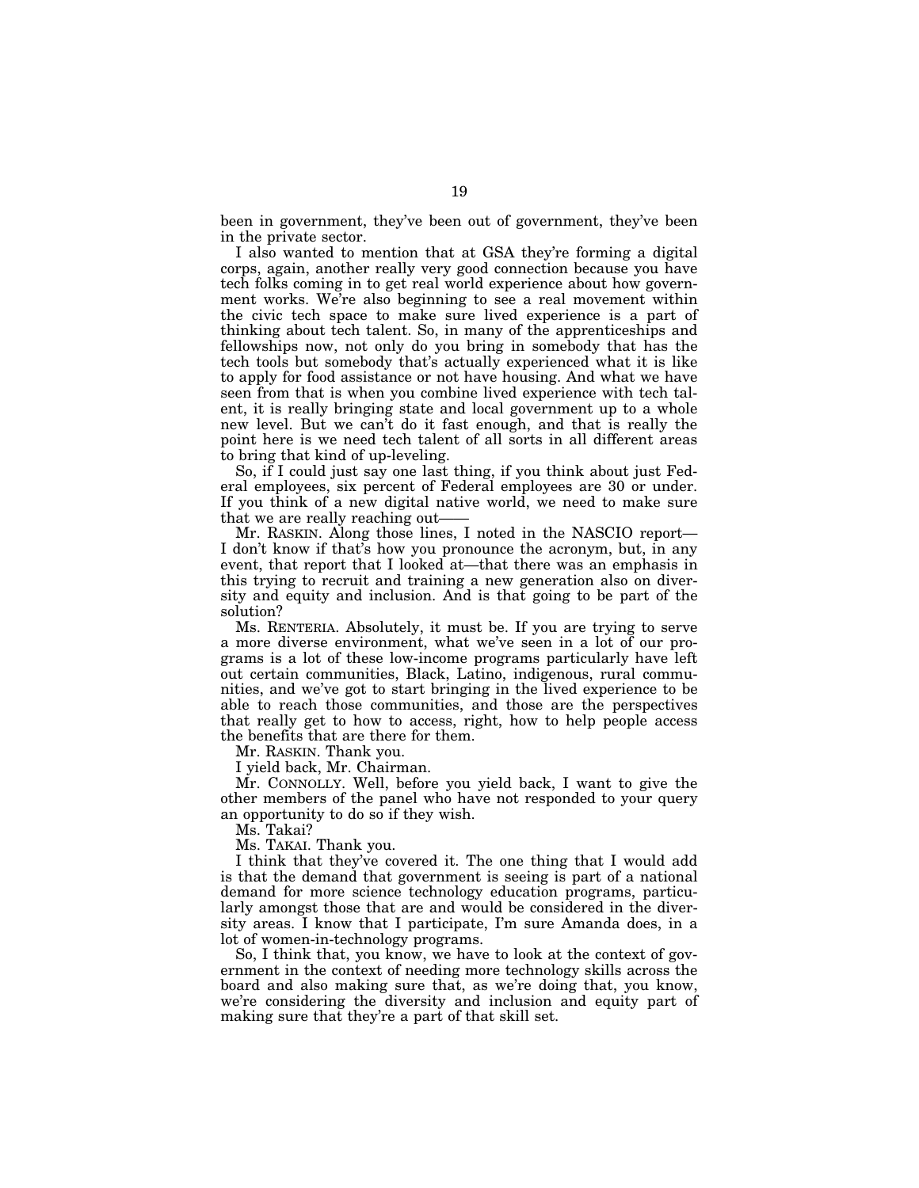been in government, they've been out of government, they've been in the private sector.

I also wanted to mention that at GSA they're forming a digital corps, again, another really very good connection because you have tech folks coming in to get real world experience about how government works. We're also beginning to see a real movement within the civic tech space to make sure lived experience is a part of thinking about tech talent. So, in many of the apprenticeships and fellowships now, not only do you bring in somebody that has the tech tools but somebody that's actually experienced what it is like to apply for food assistance or not have housing. And what we have seen from that is when you combine lived experience with tech talent, it is really bringing state and local government up to a whole new level. But we can't do it fast enough, and that is really the point here is we need tech talent of all sorts in all different areas to bring that kind of up-leveling.

So, if I could just say one last thing, if you think about just Federal employees, six percent of Federal employees are 30 or under. If you think of a new digital native world, we need to make sure that we are really reaching out——

Mr. RASKIN. Along those lines, I noted in the NASCIO report—I don't know if that's how you pronounce the acronym, but, in any event, that report that I looked at—that there was an emphasis in this trying to recruit and training a new generation also on diversity and equity and inclusion. And is that going to be part of the solution?

Ms. RENTERIA. Absolutely, it must be. If you are trying to serve a more diverse environment, what we've seen in a lot of our programs is a lot of these low-income programs particularly have left out certain communities, Black, Latino, indigenous, rural communities, and we've got to start bringing in the lived experience to be able to reach those communities, and those are the perspectives that really get to how to access, right, how to help people access the benefits that are there for them.

Mr. RASKIN. Thank you.

I yield back, Mr. Chairman.

Mr. CONNOLLY. Well, before you yield back, I want to give the other members of the panel who have not responded to your query an opportunity to do so if they wish.

Ms. Takai?

Ms. TAKAI. Thank you.

I think that they've covered it. The one thing that I would add is that the demand that government is seeing is part of a national demand for more science technology education programs, particularly amongst those that are and would be considered in the diversity areas. I know that I participate, I'm sure Amanda does, in a lot of women-in-technology programs.

So, I think that, you know, we have to look at the context of government in the context of needing more technology skills across the board and also making sure that, as we're doing that, you know, we're considering the diversity and inclusion and equity part of making sure that they're a part of that skill set.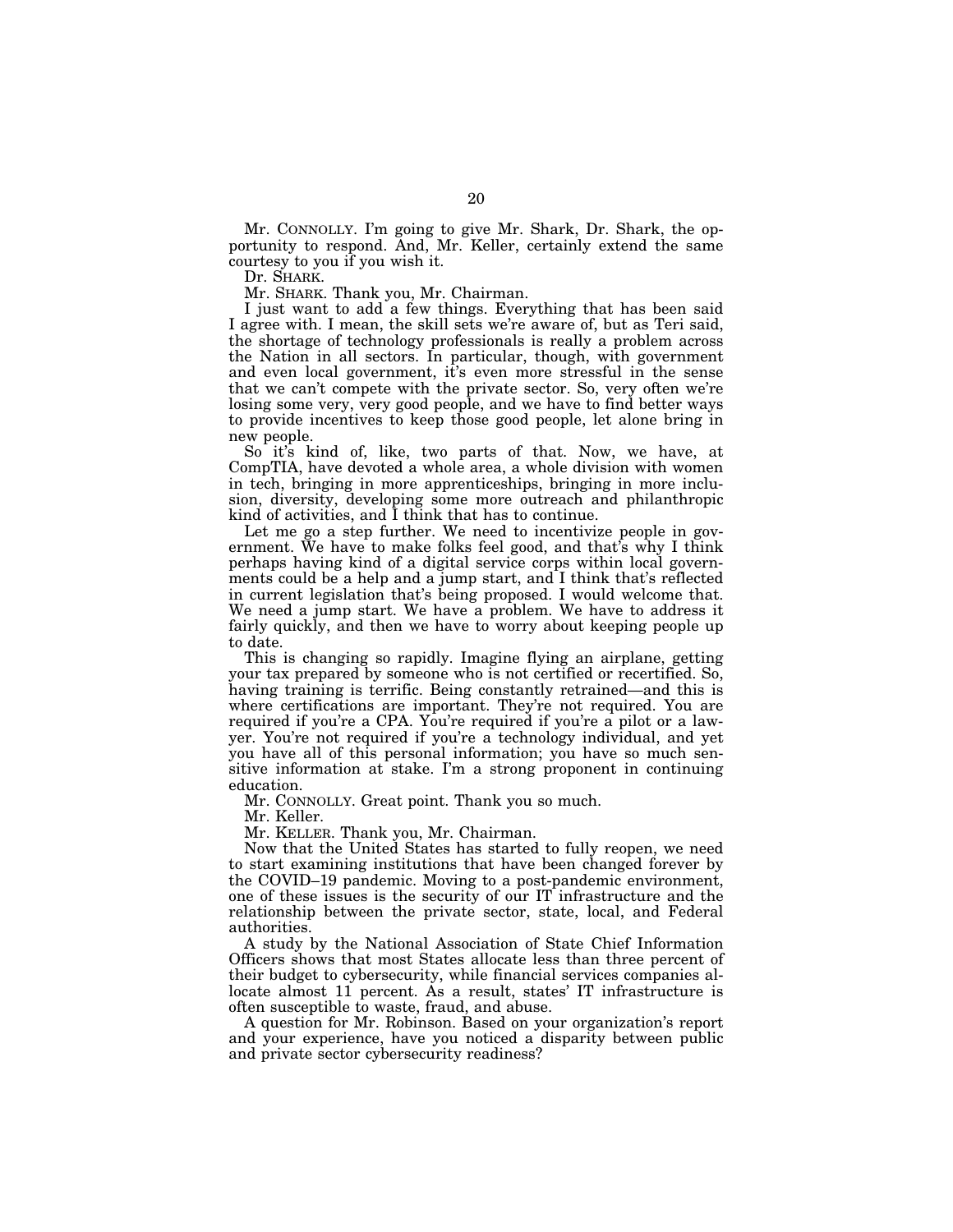Mr. CONNOLLY. I'm going to give Mr. Shark, Dr. Shark, the opportunity to respond. And, Mr. Keller, certainly extend the same courtesy to you if you wish it.

Dr. SHARK.

Mr. SHARK. Thank you, Mr. Chairman.

I just want to add a few things. Everything that has been said I agree with. I mean, the skill sets we're aware of, but as Teri said, the shortage of technology professionals is really a problem across the Nation in all sectors. In particular, though, with government and even local government, it's even more stressful in the sense that we can't compete with the private sector. So, very often we're losing some very, very good people, and we have to find better ways to provide incentives to keep those good people, let alone bring in new people.

So it's kind of, like, two parts of that. Now, we have, at CompTIA, have devoted a whole area, a whole division with women in tech, bringing in more apprenticeships, bringing in more inclusion, diversity, developing some more outreach and philanthropic kind of activities, and I think that has to continue.

Let me go a step further. We need to incentivize people in government. We have to make folks feel good, and that's why I think perhaps having kind of a digital service corps within local governments could be a help and a jump start, and I think that's reflected in current legislation that's being proposed. I would welcome that. We need a jump start. We have a problem. We have to address it fairly quickly, and then we have to worry about keeping people up to date.

This is changing so rapidly. Imagine flying an airplane, getting your tax prepared by someone who is not certified or recertified. So, having training is terrific. Being constantly retrained—and this is where certifications are important. They're not required. You are required if you're a CPA. You're required if you're a pilot or a lawyer. You're not required if you're a technology individual, and yet you have all of this personal information; you have so much sensitive information at stake. I'm a strong proponent in continuing education.

Mr. CONNOLLY. Great point. Thank you so much.

Mr. Keller.

Mr. KELLER. Thank you, Mr. Chairman.

Now that the United States has started to fully reopen, we need to start examining institutions that have been changed forever by the COVID–19 pandemic. Moving to a post-pandemic environment, one of these issues is the security of our IT infrastructure and the relationship between the private sector, state, local, and Federal authorities.

A study by the National Association of State Chief Information Officers shows that most States allocate less than three percent of their budget to cybersecurity, while financial services companies allocate almost 11 percent. As a result, states' IT infrastructure is often susceptible to waste, fraud, and abuse.

A question for Mr. Robinson. Based on your organization's report and your experience, have you noticed a disparity between public and private sector cybersecurity readiness?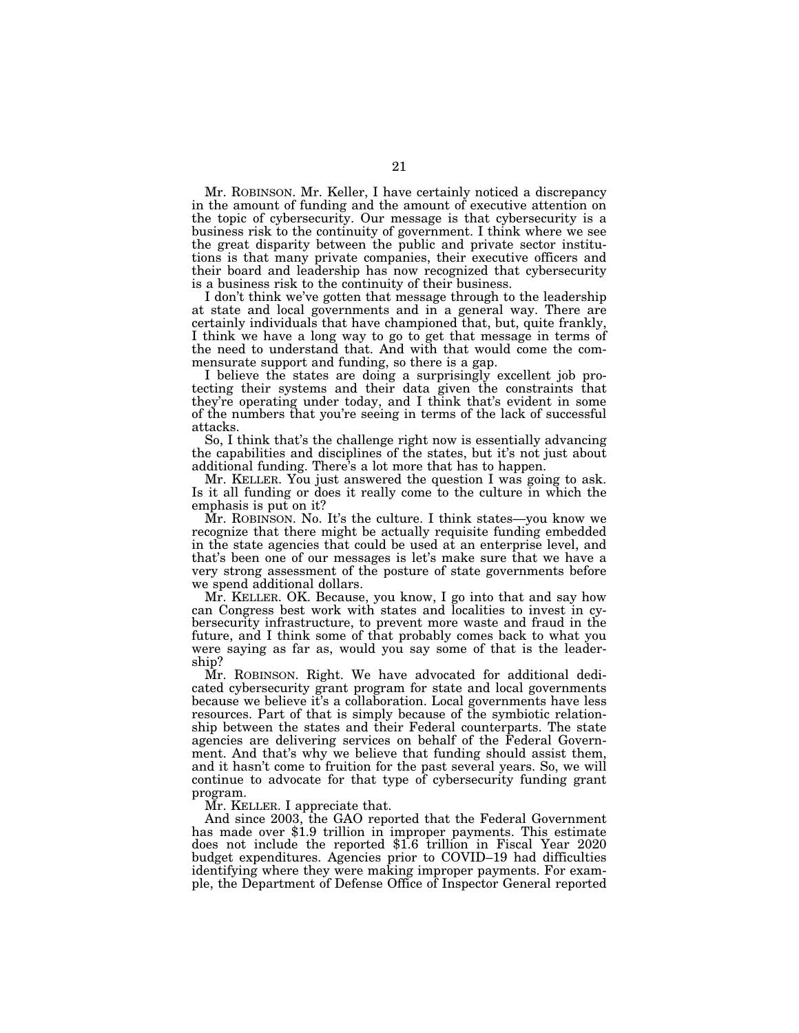Mr. ROBINSON. Mr. Keller, I have certainly noticed a discrepancy in the amount of funding and the amount of executive attention on the topic of cybersecurity. Our message is that cybersecurity is a business risk to the continuity of government. I think where we see the great disparity between the public and private sector institutions is that many private companies, their executive officers and their board and leadership has now recognized that cybersecurity is a business risk to the continuity of their business.

I don't think we've gotten that message through to the leadership at state and local governments and in a general way. There are certainly individuals that have championed that, but, quite frankly, I think we have a long way to go to get that message in terms of the need to understand that. And with that would come the commensurate support and funding, so there is a gap.

I believe the states are doing a surprisingly excellent job protecting their systems and their data given the constraints that they're operating under today, and I think that's evident in some of the numbers that you're seeing in terms of the lack of successful attacks.

So, I think that's the challenge right now is essentially advancing the capabilities and disciplines of the states, but it's not just about additional funding. There's a lot more that has to happen.

Mr. KELLER. You just answered the question I was going to ask. Is it all funding or does it really come to the culture in which the emphasis is put on it?

Mr. ROBINSON. No. It's the culture. I think states—you know we recognize that there might be actually requisite funding embedded in the state agencies that could be used at an enterprise level, and that's been one of our messages is let's make sure that we have a very strong assessment of the posture of state governments before we spend additional dollars.

Mr. KELLER. OK. Because, you know, I go into that and say how can Congress best work with states and localities to invest in cybersecurity infrastructure, to prevent more waste and fraud in the future, and I think some of that probably comes back to what you were saying as far as, would you say some of that is the leadership?

Mr. ROBINSON. Right. We have advocated for additional dedicated cybersecurity grant program for state and local governments because we believe it's a collaboration. Local governments have less resources. Part of that is simply because of the symbiotic relationship between the states and their Federal counterparts. The state agencies are delivering services on behalf of the Federal Government. And that's why we believe that funding should assist them, and it hasn't come to fruition for the past several years. So, we will continue to advocate for that type of cybersecurity funding grant program.

Mr. KELLER. I appreciate that.

And since 2003, the GAO reported that the Federal Government has made over $1.9 trillion in improper payments. This estimate does not include the reported $1.6 trillion in Fiscal Year 2020 budget expenditures. Agencies prior to COVID–19 had difficulties identifying where they were making improper payments. For example, the Department of Defense Office of Inspector General reported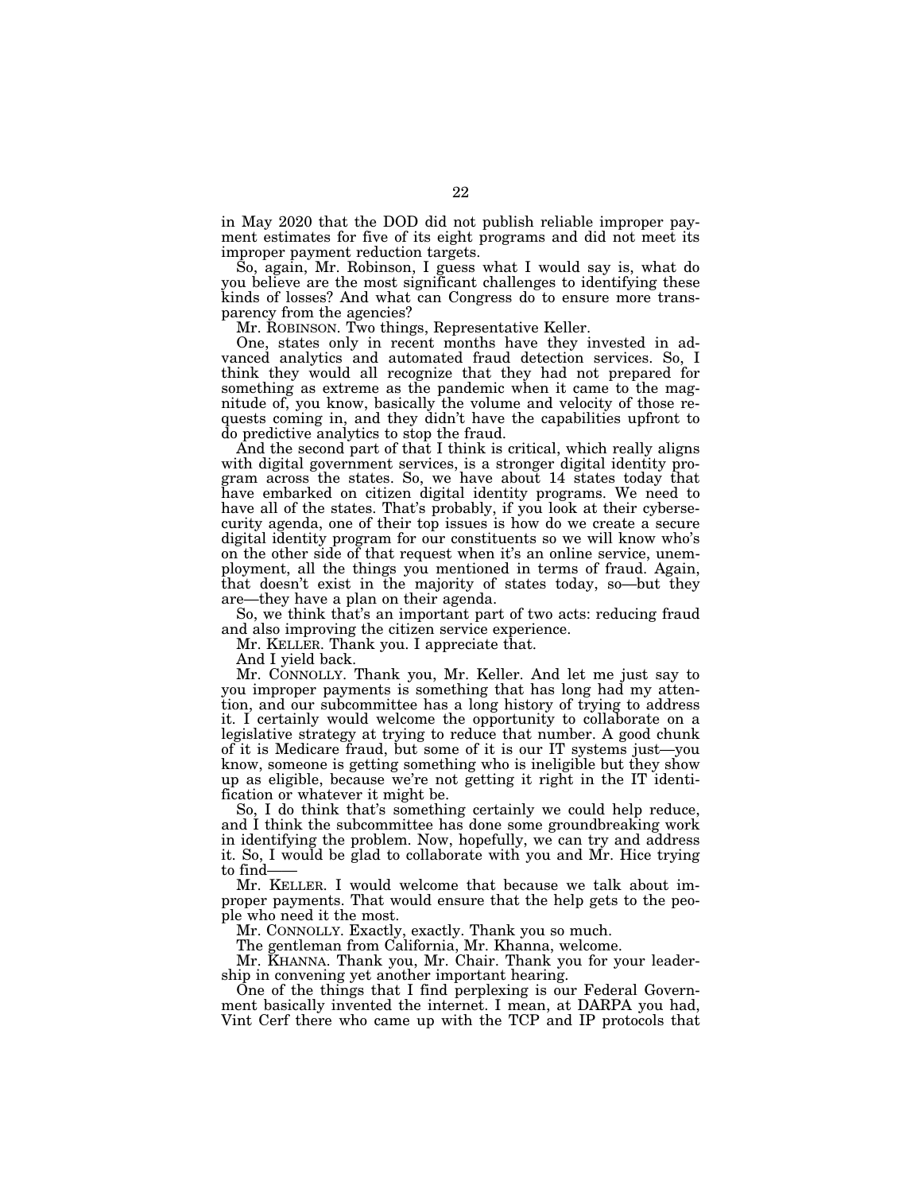in May 2020 that the DOD did not publish reliable improper payment estimates for five of its eight programs and did not meet its improper payment reduction targets.

So, again, Mr. Robinson, I guess what I would say is, what do you believe are the most significant challenges to identifying these kinds of losses? And what can Congress do to ensure more transparency from the agencies?

Mr. ROBINSON. Two things, Representative Keller.

One, states only in recent months have they invested in advanced analytics and automated fraud detection services. So, I think they would all recognize that they had not prepared for something as extreme as the pandemic when it came to the magnitude of, you know, basically the volume and velocity of those requests coming in, and they didn't have the capabilities upfront to do predictive analytics to stop the fraud.

And the second part of that I think is critical, which really aligns with digital government services, is a stronger digital identity program across the states. So, we have about 14 states today that have embarked on citizen digital identity programs. We need to have all of the states. That's probably, if you look at their cybersecurity agenda, one of their top issues is how do we create a secure digital identity program for our constituents so we will know who's on the other side of that request when it's an online service, unemployment, all the things you mentioned in terms of fraud. Again, that doesn't exist in the majority of states today, so—but they are—they have a plan on their agenda.

So, we think that's an important part of two acts: reducing fraud and also improving the citizen service experience.

Mr. KELLER. Thank you. I appreciate that.

And I yield back.

Mr. CONNOLLY. Thank you, Mr. Keller. And let me just say to you improper payments is something that has long had my attention, and our subcommittee has a long history of trying to address it. I certainly would welcome the opportunity to collaborate on a legislative strategy at trying to reduce that number. A good chunk of it is Medicare fraud, but some of it is our IT systems just—you know, someone is getting something who is ineligible but they show up as eligible, because we're not getting it right in the IT identification or whatever it might be.

So, I do think that's something certainly we could help reduce, and I think the subcommittee has done some groundbreaking work in identifying the problem. Now, hopefully, we can try and address it. So, I would be glad to collaborate with you and Mr. Hice trying to find——

Mr. KELLER. I would welcome that because we talk about improper payments. That would ensure that the help gets to the people who need it the most.

Mr. CONNOLLY. Exactly, exactly. Thank you so much.

The gentleman from California, Mr. Khanna, welcome.

Mr. KHANNA. Thank you, Mr. Chair. Thank you for your leadership in convening yet another important hearing.

One of the things that I find perplexing is our Federal Government basically invented the internet. I mean, at DARPA you had, Vint Cerf there who came up with the TCP and IP protocols that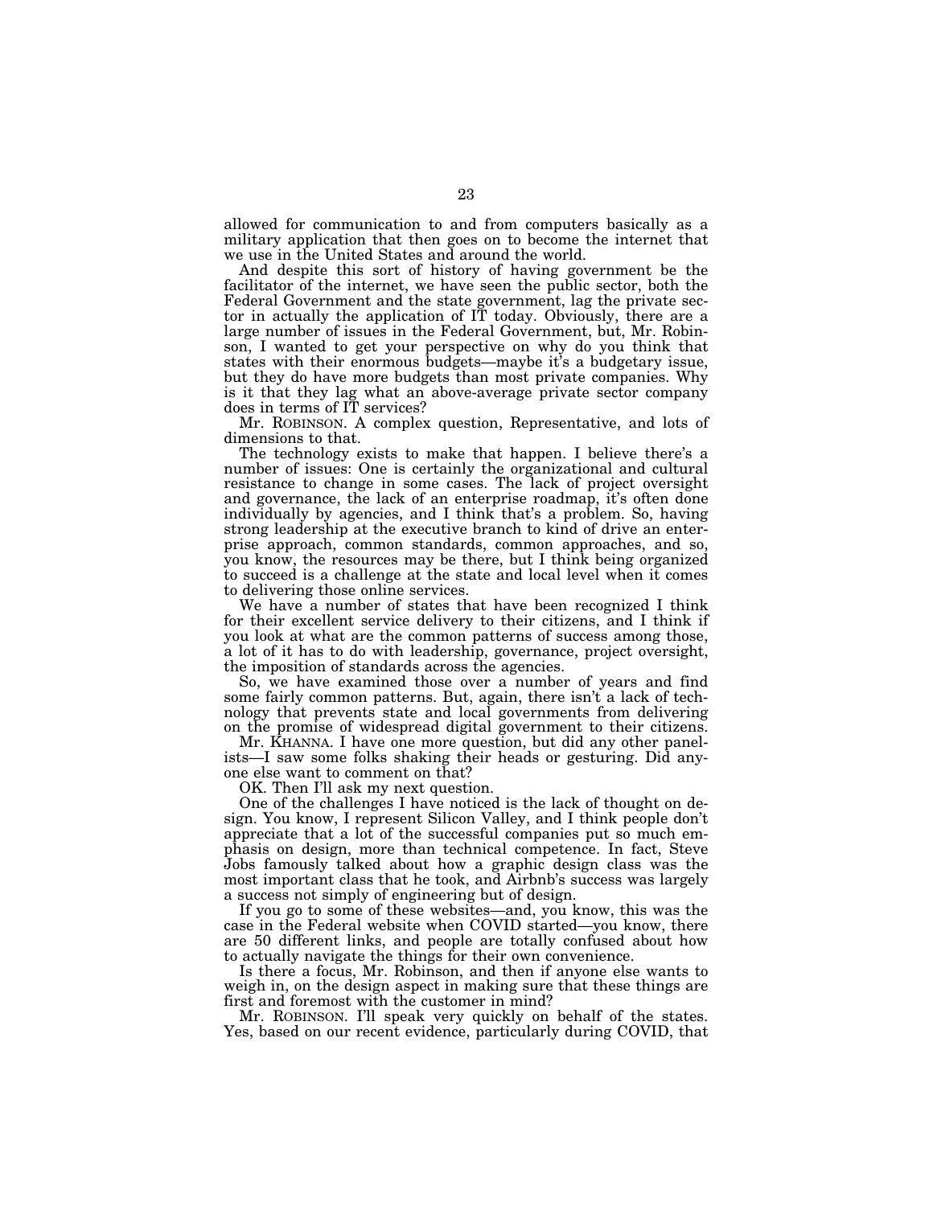allowed for communication to and from computers basically as a military application that then goes on to become the internet that we use in the United States and around the world.

And despite this sort of history of having government be the facilitator of the internet, we have seen the public sector, both the Federal Government and the state government, lag the private sector in actually the application of IT today. Obviously, there are a large number of issues in the Federal Government, but, Mr. Robinson, I wanted to get your perspective on why do you think that states with their enormous budgets—maybe it's a budgetary issue, but they do have more budgets than most private companies. Why is it that they lag what an above-average private sector company does in terms of IT services?

Mr. ROBINSON. A complex question, Representative, and lots of dimensions to that.

The technology exists to make that happen. I believe there's a number of issues: One is certainly the organizational and cultural resistance to change in some cases. The lack of project oversight and governance, the lack of an enterprise roadmap, it's often done individually by agencies, and I think that's a problem. So, having strong leadership at the executive branch to kind of drive an enterprise approach, common standards, common approaches, and so, you know, the resources may be there, but I think being organized to succeed is a challenge at the state and local level when it comes to delivering those online services.

We have a number of states that have been recognized I think for their excellent service delivery to their citizens, and I think if you look at what are the common patterns of success among those, a lot of it has to do with leadership, governance, project oversight, the imposition of standards across the agencies.

So, we have examined those over a number of years and find some fairly common patterns. But, again, there isn't a lack of technology that prevents state and local governments from delivering on the promise of widespread digital government to their citizens.

Mr. KHANNA. I have one more question, but did any other panelists—I saw some folks shaking their heads or gesturing. Did anyone else want to comment on that?

OK. Then I'll ask my next question.

One of the challenges I have noticed is the lack of thought on design. You know, I represent Silicon Valley, and I think people don't appreciate that a lot of the successful companies put so much emphasis on design, more than technical competence. In fact, Steve Jobs famously talked about how a graphic design class was the most important class that he took, and Airbnb's success was largely a success not simply of engineering but of design.

If you go to some of these websites—and, you know, this was the case in the Federal website when COVID started—you know, there are 50 different links, and people are totally confused about how to actually navigate the things for their own convenience.

Is there a focus, Mr. Robinson, and then if anyone else wants to weigh in, on the design aspect in making sure that these things are first and foremost with the customer in mind?

Mr. ROBINSON. I'll speak very quickly on behalf of the states. Yes, based on our recent evidence, particularly during COVID, that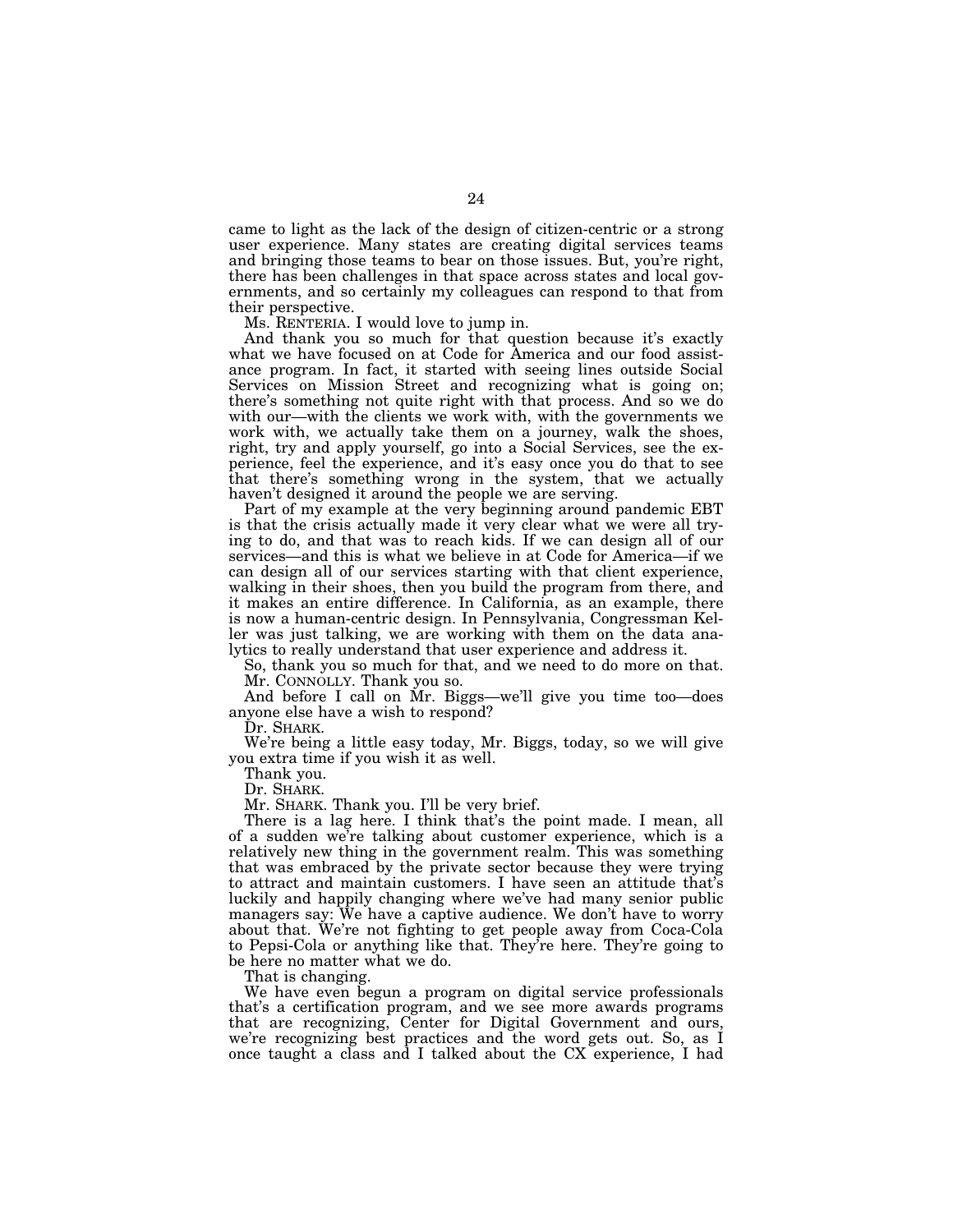came to light as the lack of the design of citizen-centric or a strong user experience. Many states are creating digital services teams and bringing those teams to bear on those issues. But, you're right, there has been challenges in that space across states and local governments, and so certainly my colleagues can respond to that from their perspective.

Ms. RENTERIA. I would love to jump in.

And thank you so much for that question because it's exactly what we have focused on at Code for America and our food assistance program. In fact, it started with seeing lines outside Social Services on Mission Street and recognizing what is going on; there's something not quite right with that process. And so we do with our—with the clients we work with, with the governments we work with, we actually take them on a journey, walk the shoes, right, try and apply yourself, go into a Social Services, see the experience, feel the experience, and it's easy once you do that to see that there's something wrong in the system, that we actually haven't designed it around the people we are serving.

Part of my example at the very beginning around pandemic EBT is that the crisis actually made it very clear what we were all trying to do, and that was to reach kids. If we can design all of our services—and this is what we believe in at Code for America—if we can design all of our services starting with that client experience, walking in their shoes, then you build the program from there, and it makes an entire difference. In California, as an example, there is now a human-centric design. In Pennsylvania, Congressman Keller was just talking, we are working with them on the data analytics to really understand that user experience and address it.

So, thank you so much for that, and we need to do more on that.

Mr. CONNOLLY. Thank you so.

And before I call on Mr. Biggs—we'll give you time too—does anyone else have a wish to respond?

Dr. SHARK.

We're being a little easy today, Mr. Biggs, today, so we will give you extra time if you wish it as well.

Thank you.

Dr. SHARK.

Mr. SHARK. Thank you. I'll be very brief.

There is a lag here. I think that's the point made. I mean, all of a sudden we're talking about customer experience, which is a relatively new thing in the government realm. This was something that was embraced by the private sector because they were trying to attract and maintain customers. I have seen an attitude that's luckily and happily changing where we've had many senior public managers say: We have a captive audience. We don't have to worry about that. We're not fighting to get people away from Coca-Cola to Pepsi-Cola or anything like that. They're here. They're going to be here no matter what we do.

That is changing.

We have even begun a program on digital service professionals that's a certification program, and we see more awards programs that are recognizing, Center for Digital Government and ours, we're recognizing best practices and the word gets out. So, as I once taught a class and I talked about the CX experience, I had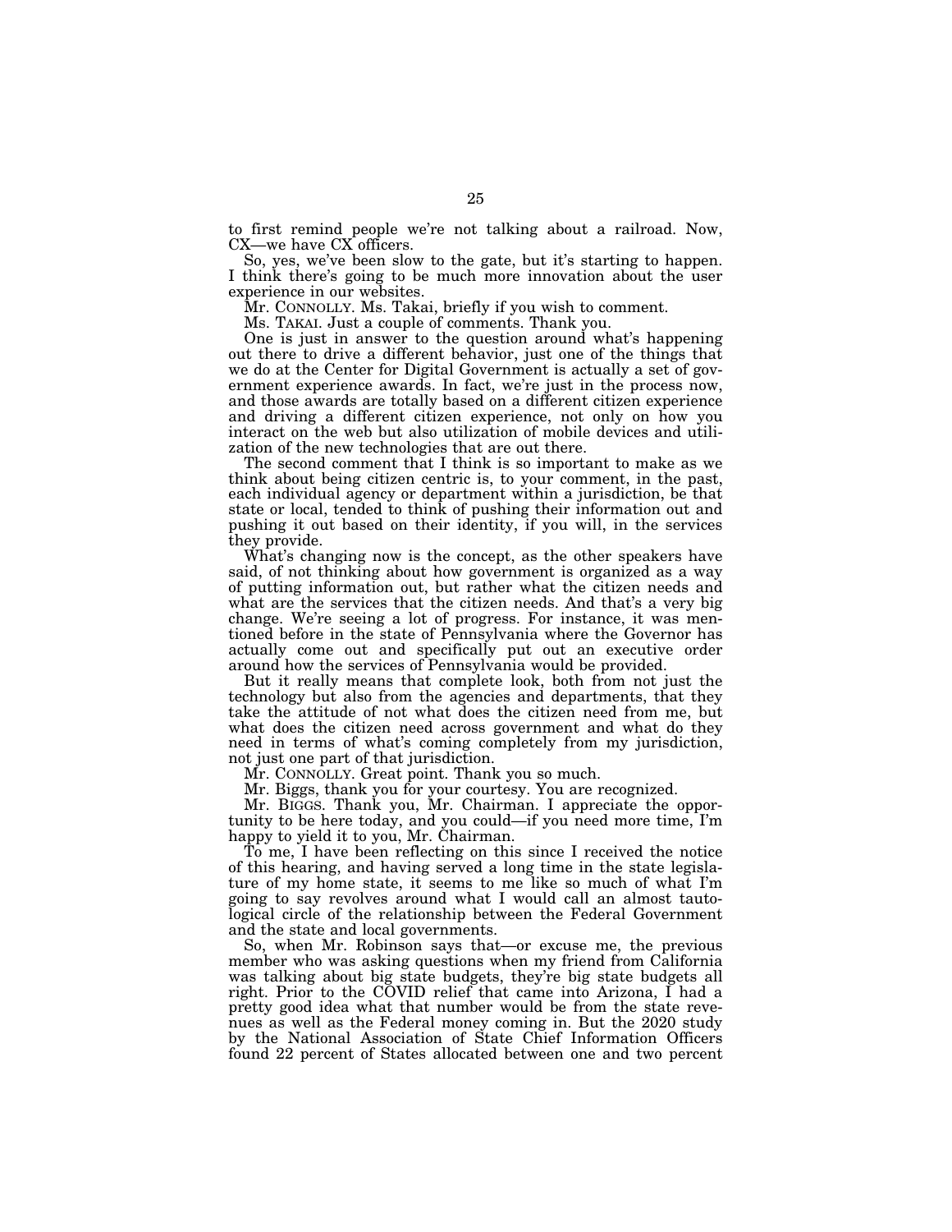to first remind people we're not talking about a railroad. Now, CX—we have CX officers.

So, yes, we've been slow to the gate, but it's starting to happen. I think there's going to be much more innovation about the user experience in our websites.

Mr. CONNOLLY. Ms. Takai, briefly if you wish to comment.

Ms. TAKAI. Just a couple of comments. Thank you.

One is just in answer to the question around what's happening out there to drive a different behavior, just one of the things that we do at the Center for Digital Government is actually a set of government experience awards. In fact, we're just in the process now, and those awards are totally based on a different citizen experience and driving a different citizen experience, not only on how you interact on the web but also utilization of mobile devices and utilization of the new technologies that are out there.

The second comment that I think is so important to make as we think about being citizen centric is, to your comment, in the past, each individual agency or department within a jurisdiction, be that state or local, tended to think of pushing their information out and pushing it out based on their identity, if you will, in the services they provide.

What's changing now is the concept, as the other speakers have said, of not thinking about how government is organized as a way of putting information out, but rather what the citizen needs and what are the services that the citizen needs. And that's a very big change. We're seeing a lot of progress. For instance, it was mentioned before in the state of Pennsylvania where the Governor has actually come out and specifically put out an executive order around how the services of Pennsylvania would be provided.

But it really means that complete look, both from not just the technology but also from the agencies and departments, that they take the attitude of not what does the citizen need from me, but what does the citizen need across government and what do they need in terms of what's coming completely from my jurisdiction, not just one part of that jurisdiction.

Mr. CONNOLLY. Great point. Thank you so much.

Mr. Biggs, thank you for your courtesy. You are recognized.

Mr. BIGGS. Thank you, Mr. Chairman. I appreciate the opportunity to be here today, and you could—if you need more time, I'm happy to yield it to you, Mr. Chairman.

To me, I have been reflecting on this since I received the notice of this hearing, and having served a long time in the state legislature of my home state, it seems to me like so much of what I'm going to say revolves around what I would call an almost tautological circle of the relationship between the Federal Government and the state and local governments.

So, when Mr. Robinson says that—or excuse me, the previous member who was asking questions when my friend from California was talking about big state budgets, they're big state budgets all right. Prior to the COVID relief that came into Arizona, I had a pretty good idea what that number would be from the state revenues as well as the Federal money coming in. But the 2020 study by the National Association of State Chief Information Officers found 22 percent of States allocated between one and two percent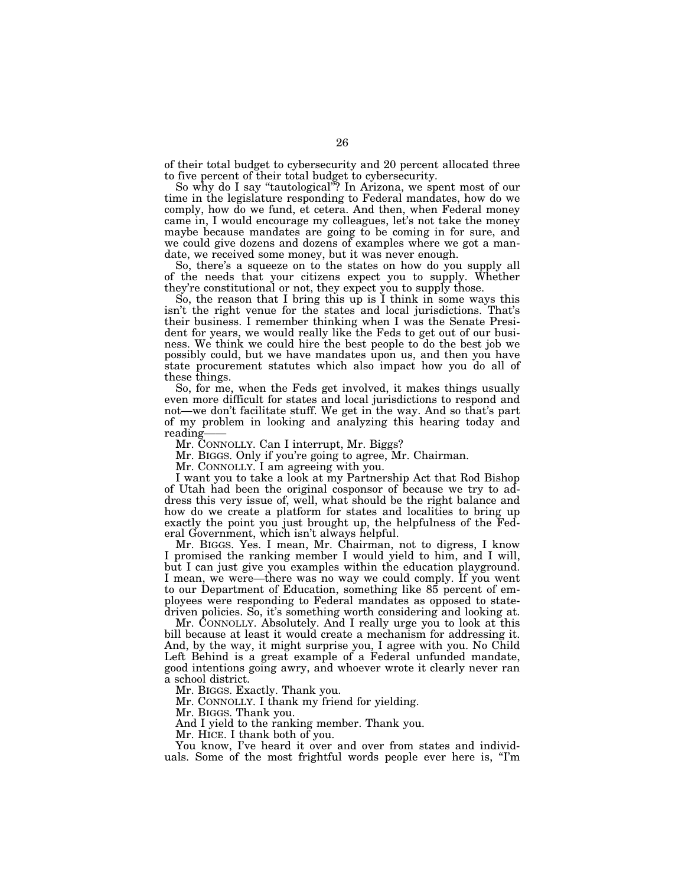of their total budget to cybersecurity and 20 percent allocated three to five percent of their total budget to cybersecurity.

So why do I say "tautological"? In Arizona, we spent most of our time in the legislature responding to Federal mandates, how do we comply, how do we fund, et cetera. And then, when Federal money came in, I would encourage my colleagues, let's not take the money maybe because mandates are going to be coming in for sure, and we could give dozens and dozens of examples where we got a mandate, we received some money, but it was never enough.

So, there's a squeeze on to the states on how do you supply all of the needs that your citizens expect you to supply. Whether they're constitutional or not, they expect you to supply those.

So, the reason that I bring this up is I think in some ways this isn't the right venue for the states and local jurisdictions. That's their business. I remember thinking when I was the Senate President for years, we would really like the Feds to get out of our business. We think we could hire the best people to do the best job we possibly could, but we have mandates upon us, and then you have state procurement statutes which also impact how you do all of these things.

So, for me, when the Feds get involved, it makes things usually even more difficult for states and local jurisdictions to respond and not—we don't facilitate stuff. We get in the way. And so that's part of my problem in looking and analyzing this hearing today and reading——

Mr. CONNOLLY. Can I interrupt, Mr. Biggs?

Mr. BIGGS. Only if you're going to agree, Mr. Chairman.

Mr. CONNOLLY. I am agreeing with you.

I want you to take a look at my Partnership Act that Rod Bishop of Utah had been the original cosponsor of because we try to address this very issue of, well, what should be the right balance and how do we create a platform for states and localities to bring up exactly the point you just brought up, the helpfulness of the Federal Government, which isn't always helpful.

Mr. BIGGS. Yes. I mean, Mr. Chairman, not to digress, I know I promised the ranking member I would yield to him, and I will, but I can just give you examples within the education playground. I mean, we were—there was no way we could comply. If you went to our Department of Education, something like 85 percent of employees were responding to Federal mandates as opposed to state-driven policies. So, it's something worth considering and looking at.

Mr. CONNOLLY. Absolutely. And I really urge you to look at this bill because at least it would create a mechanism for addressing it. And, by the way, it might surprise you, I agree with you. No Child Left Behind is a great example of a Federal unfunded mandate, good intentions going awry, and whoever wrote it clearly never ran a school district.

Mr. BIGGS. Exactly. Thank you.

Mr. CONNOLLY. I thank my friend for yielding.

Mr. BIGGS. Thank you.

And I yield to the ranking member. Thank you.

Mr. HICE. I thank both of you.

You know, I've heard it over and over from states and individuals. Some of the most frightful words people ever here is, "I'm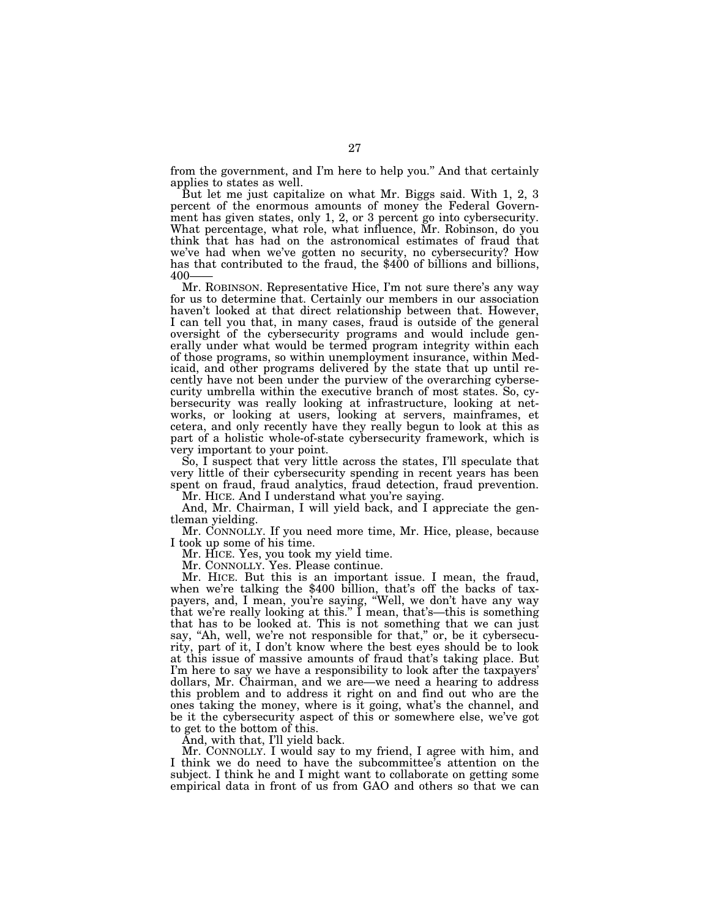from the government, and I'm here to help you." And that certainly applies to states as well.

But let me just capitalize on what Mr. Biggs said. With 1, 2, 3 percent of the enormous amounts of money the Federal Government has given states, only 1, 2, or 3 percent go into cybersecurity. What percentage, what role, what influence, Mr. Robinson, do you think that has had on the astronomical estimates of fraud that we've had when we've gotten no security, no cybersecurity? How has that contributed to the fraud, the $400 of billions and billions, 400——

Mr. ROBINSON. Representative Hice, I'm not sure there's any way for us to determine that. Certainly our members in our association haven't looked at that direct relationship between that. However, I can tell you that, in many cases, fraud is outside of the general oversight of the cybersecurity programs and would include generally under what would be termed program integrity within each of those programs, so within unemployment insurance, within Medicaid, and other programs delivered by the state that up until recently have not been under the purview of the overarching cybersecurity umbrella within the executive branch of most states. So, cybersecurity was really looking at infrastructure, looking at networks, or looking at users, looking at servers, mainframes, et cetera, and only recently have they really begun to look at this as part of a holistic whole-of-state cybersecurity framework, which is very important to your point.

So, I suspect that very little across the states, I'll speculate that very little of their cybersecurity spending in recent years has been spent on fraud, fraud analytics, fraud detection, fraud prevention.

Mr. HICE. And I understand what you're saying.

And, Mr. Chairman, I will yield back, and I appreciate the gentleman yielding.

Mr. CONNOLLY. If you need more time, Mr. Hice, please, because I took up some of his time.

Mr. HICE. Yes, you took my yield time.

Mr. CONNOLLY. Yes. Please continue.

Mr. HICE. But this is an important issue. I mean, the fraud, when we're talking the $400 billion, that's off the backs of taxpayers, and, I mean, you're saying, "Well, we don't have any way that we're really looking at this." I mean, that's—this is something that has to be looked at. This is not something that we can just say, "Ah, well, we're not responsible for that," or, be it cybersecurity, part of it, I don't know where the best eyes should be to look at this issue of massive amounts of fraud that's taking place. But I'm here to say we have a responsibility to look after the taxpayers' dollars, Mr. Chairman, and we are—we need a hearing to address this problem and to address it right on and find out who are the ones taking the money, where is it going, what's the channel, and be it the cybersecurity aspect of this or somewhere else, we've got to get to the bottom of this.

And, with that, I'll yield back.

Mr. CONNOLLY. I would say to my friend, I agree with him, and I think we do need to have the subcommittee's attention on the subject. I think he and I might want to collaborate on getting some empirical data in front of us from GAO and others so that we can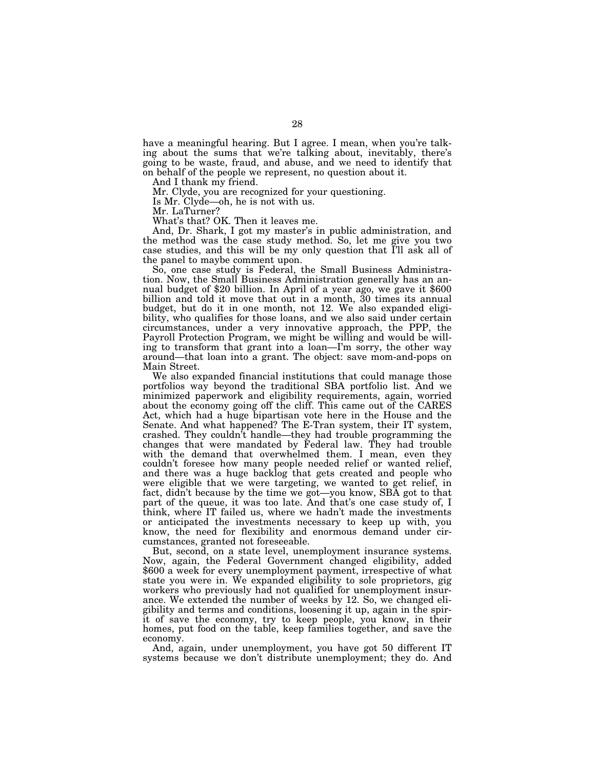have a meaningful hearing. But I agree. I mean, when you're talking about the sums that we're talking about, inevitably, there's going to be waste, fraud, and abuse, and we need to identify that on behalf of the people we represent, no question about it.

And I thank my friend.

Mr. Clyde, you are recognized for your questioning.

Is Mr. Clyde—oh, he is not with us.

Mr. LaTurner?

What's that? OK. Then it leaves me.

And, Dr. Shark, I got my master's in public administration, and the method was the case study method. So, let me give you two case studies, and this will be my only question that I'll ask all of the panel to maybe comment upon.

So, one case study is Federal, the Small Business Administration. Now, the Small Business Administration generally has an annual budget of $20 billion. In April of a year ago, we gave it $600 billion and told it move that out in a month, 30 times its annual budget, but do it in one month, not 12. We also expanded eligibility, who qualifies for those loans, and we also said under certain circumstances, under a very innovative approach, the PPP, the Payroll Protection Program, we might be willing and would be willing to transform that grant into a loan—I'm sorry, the other way around—that loan into a grant. The object: save mom-and-pops on Main Street.

We also expanded financial institutions that could manage those portfolios way beyond the traditional SBA portfolio list. And we minimized paperwork and eligibility requirements, again, worried about the economy going off the cliff. This came out of the CARES Act, which had a huge bipartisan vote here in the House and the Senate. And what happened? The E-Tran system, their IT system, crashed. They couldn't handle—they had trouble programming the changes that were mandated by Federal law. They had trouble with the demand that overwhelmed them. I mean, even they couldn't foresee how many people needed relief or wanted relief, and there was a huge backlog that gets created and people who were eligible that we were targeting, we wanted to get relief, in fact, didn't because by the time we got—you know, SBA got to that part of the queue, it was too late. And that's one case study of, I think, where IT failed us, where we hadn't made the investments or anticipated the investments necessary to keep up with, you know, the need for flexibility and enormous demand under circumstances, granted not foreseeable.

But, second, on a state level, unemployment insurance systems. Now, again, the Federal Government changed eligibility, added $600 a week for every unemployment payment, irrespective of what state you were in. We expanded eligibility to sole proprietors, gig workers who previously had not qualified for unemployment insurance. We extended the number of weeks by 12. So, we changed eligibility and terms and conditions, loosening it up, again in the spirit of save the economy, try to keep people, you know, in their homes, put food on the table, keep families together, and save the economy.

And, again, under unemployment, you have got 50 different IT systems because we don't distribute unemployment; they do. And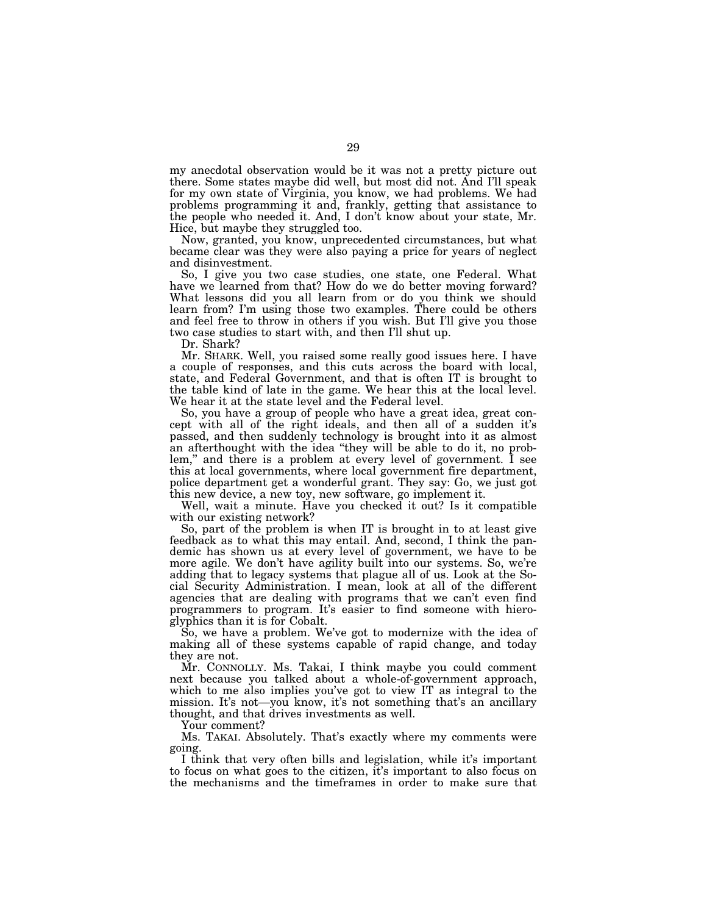my anecdotal observation would be it was not a pretty picture out there. Some states maybe did well, but most did not. And I'll speak for my own state of Virginia, you know, we had problems. We had problems programming it and, frankly, getting that assistance to the people who needed it. And, I don't know about your state, Mr. Hice, but maybe they struggled too.

Now, granted, you know, unprecedented circumstances, but what became clear was they were also paying a price for years of neglect and disinvestment.

So, I give you two case studies, one state, one Federal. What have we learned from that? How do we do better moving forward? What lessons did you all learn from or do you think we should learn from? I'm using those two examples. There could be others and feel free to throw in others if you wish. But I'll give you those two case studies to start with, and then I'll shut up.

Dr. Shark?

Mr. SHARK. Well, you raised some really good issues here. I have a couple of responses, and this cuts across the board with local, state, and Federal Government, and that is often IT is brought to the table kind of late in the game. We hear this at the local level. We hear it at the state level and the Federal level.

So, you have a group of people who have a great idea, great concept with all of the right ideals, and then all of a sudden it's passed, and then suddenly technology is brought into it as almost an afterthought with the idea "they will be able to do it, no problem," and there is a problem at every level of government. I see this at local governments, where local government fire department, police department get a wonderful grant. They say: Go, we just got this new device, a new toy, new software, go implement it.

Well, wait a minute. Have you checked it out? Is it compatible with our existing network?

So, part of the problem is when IT is brought in to at least give feedback as to what this may entail. And, second, I think the pandemic has shown us at every level of government, we have to be more agile. We don't have agility built into our systems. So, we're adding that to legacy systems that plague all of us. Look at the Social Security Administration. I mean, look at all of the different agencies that are dealing with programs that we can't even find programmers to program. It's easier to find someone with hieroglyphics than it is for Cobalt.

So, we have a problem. We've got to modernize with the idea of making all of these systems capable of rapid change, and today they are not.

Mr. CONNOLLY. Ms. Takai, I think maybe you could comment next because you talked about a whole-of-government approach, which to me also implies you've got to view IT as integral to the mission. It's not—you know, it's not something that's an ancillary thought, and that drives investments as well.

Your comment?

Ms. TAKAI. Absolutely. That's exactly where my comments were going.

I think that very often bills and legislation, while it's important to focus on what goes to the citizen, it's important to also focus on the mechanisms and the timeframes in order to make sure that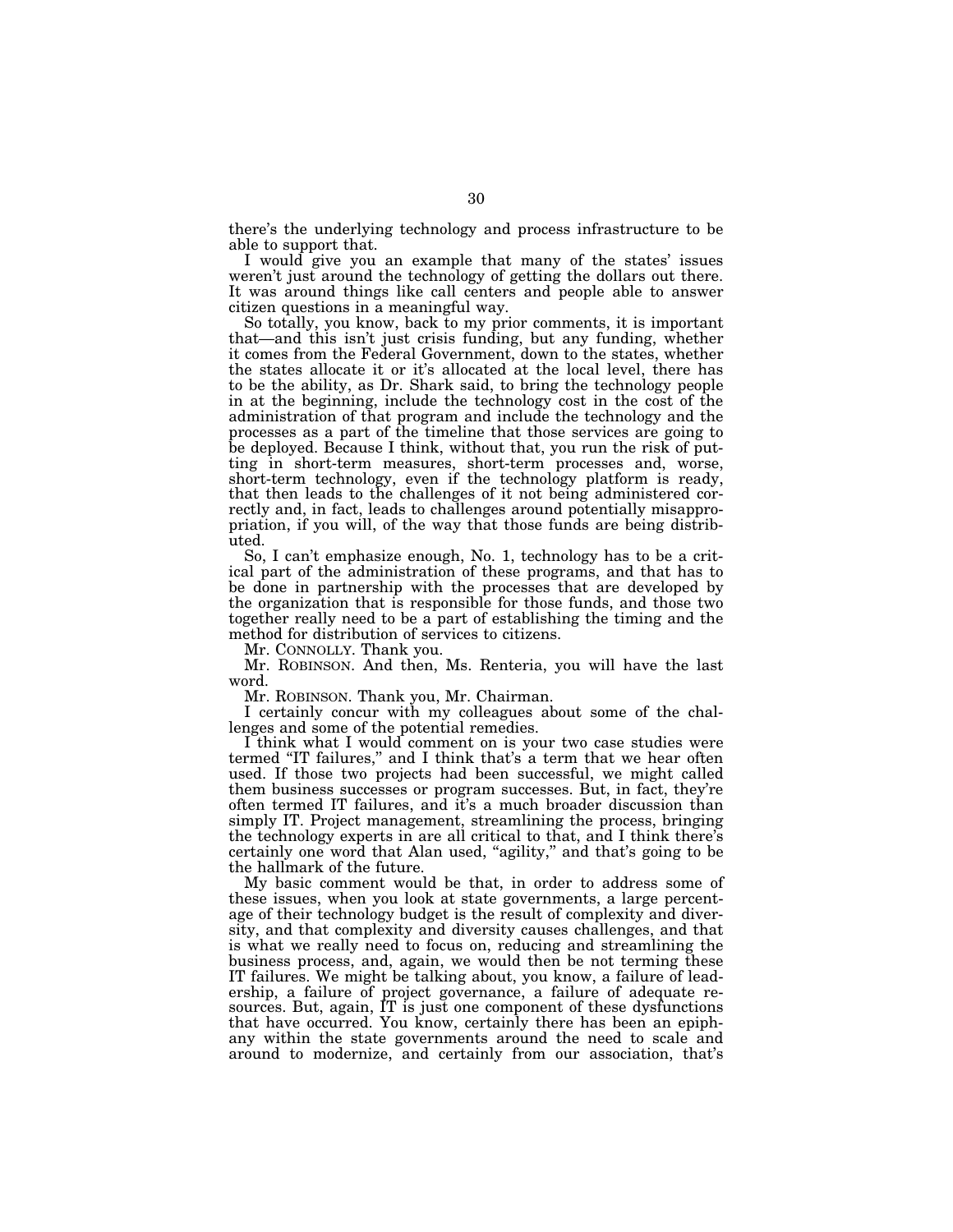there's the underlying technology and process infrastructure to be able to support that.

I would give you an example that many of the states' issues weren't just around the technology of getting the dollars out there. It was around things like call centers and people able to answer citizen questions in a meaningful way.

So totally, you know, back to my prior comments, it is important that—and this isn't just crisis funding, but any funding, whether it comes from the Federal Government, down to the states, whether the states allocate it or it's allocated at the local level, there has to be the ability, as Dr. Shark said, to bring the technology people in at the beginning, include the technology cost in the cost of the administration of that program and include the technology and the processes as a part of the timeline that those services are going to be deployed. Because I think, without that, you run the risk of putting in short-term measures, short-term processes and, worse, short-term technology, even if the technology platform is ready, that then leads to the challenges of it not being administered correctly and, in fact, leads to challenges around potentially misappropriation, if you will, of the way that those funds are being distributed.

So, I can't emphasize enough, No. 1, technology has to be a critical part of the administration of these programs, and that has to be done in partnership with the processes that are developed by the organization that is responsible for those funds, and those two together really need to be a part of establishing the timing and the method for distribution of services to citizens.

Mr. CONNOLLY. Thank you.

Mr. ROBINSON. And then, Ms. Renteria, you will have the last word.

Mr. ROBINSON. Thank you, Mr. Chairman.

I certainly concur with my colleagues about some of the challenges and some of the potential remedies.

I think what I would comment on is your two case studies were termed "IT failures," and I think that's a term that we hear often used. If those two projects had been successful, we might called them business successes or program successes. But, in fact, they're often termed IT failures, and it's a much broader discussion than simply IT. Project management, streamlining the process, bringing the technology experts in are all critical to that, and I think there's certainly one word that Alan used, "agility," and that's going to be the hallmark of the future.

My basic comment would be that, in order to address some of these issues, when you look at state governments, a large percentage of their technology budget is the result of complexity and diversity, and that complexity and diversity causes challenges, and that is what we really need to focus on, reducing and streamlining the business process, and, again, we would then be not terming these IT failures. We might be talking about, you know, a failure of leadership, a failure of project governance, a failure of adequate resources. But, again, IT is just one component of these dysfunctions that have occurred. You know, certainly there has been an epiphany within the state governments around the need to scale and around to modernize, and certainly from our association, that's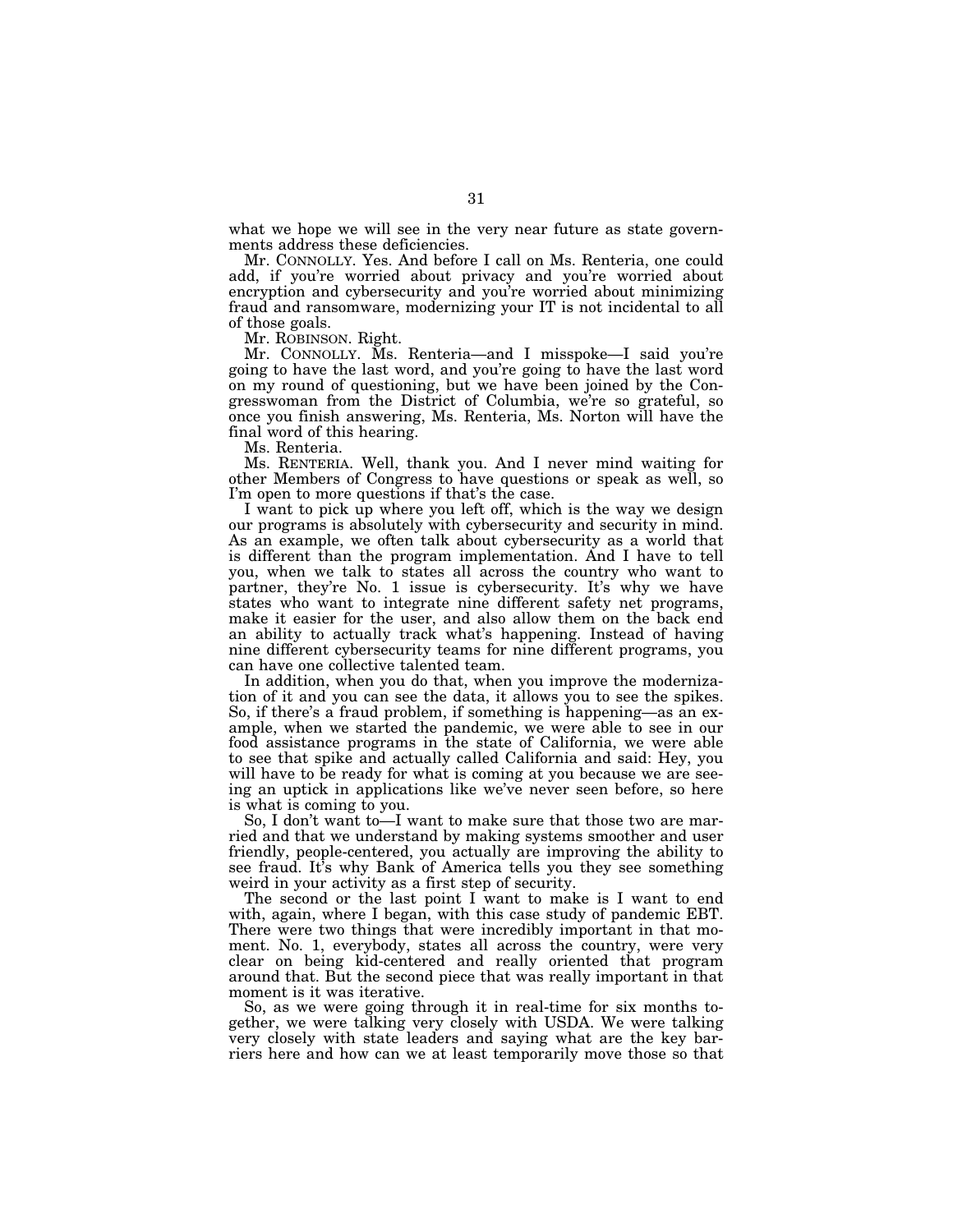what we hope we will see in the very near future as state governments address these deficiencies.

Mr. CONNOLLY. Yes. And before I call on Ms. Renteria, one could add, if you're worried about privacy and you're worried about encryption and cybersecurity and you're worried about minimizing fraud and ransomware, modernizing your IT is not incidental to all of those goals.

Mr. ROBINSON. Right.

Mr. CONNOLLY. Ms. Renteria—and I misspoke—I said you're going to have the last word, and you're going to have the last word on my round of questioning, but we have been joined by the Congresswoman from the District of Columbia, we're so grateful, so once you finish answering, Ms. Renteria, Ms. Norton will have the final word of this hearing.

Ms. Renteria.

Ms. RENTERIA. Well, thank you. And I never mind waiting for other Members of Congress to have questions or speak as well, so I'm open to more questions if that's the case.

I want to pick up where you left off, which is the way we design our programs is absolutely with cybersecurity and security in mind. As an example, we often talk about cybersecurity as a world that is different than the program implementation. And I have to tell you, when we talk to states all across the country who want to partner, they're No. 1 issue is cybersecurity. It's why we have states who want to integrate nine different safety net programs, make it easier for the user, and also allow them on the back end an ability to actually track what's happening. Instead of having nine different cybersecurity teams for nine different programs, you can have one collective talented team.

In addition, when you do that, when you improve the modernization of it and you can see the data, it allows you to see the spikes. So, if there's a fraud problem, if something is happening—as an example, when we started the pandemic, we were able to see in our food assistance programs in the state of California, we were able to see that spike and actually called California and said: Hey, you will have to be ready for what is coming at you because we are seeing an uptick in applications like we've never seen before, so here is what is coming to you.

So, I don't want to—I want to make sure that those two are married and that we understand by making systems smoother and user friendly, people-centered, you actually are improving the ability to see fraud. It's why Bank of America tells you they see something weird in your activity as a first step of security.

The second or the last point I want to make is I want to end with, again, where I began, with this case study of pandemic EBT. There were two things that were incredibly important in that moment. No. 1, everybody, states all across the country, were very clear on being kid-centered and really oriented that program around that. But the second piece that was really important in that moment is it was iterative.

So, as we were going through it in real-time for six months together, we were talking very closely with USDA. We were talking very closely with state leaders and saying what are the key barriers here and how can we at least temporarily move those so that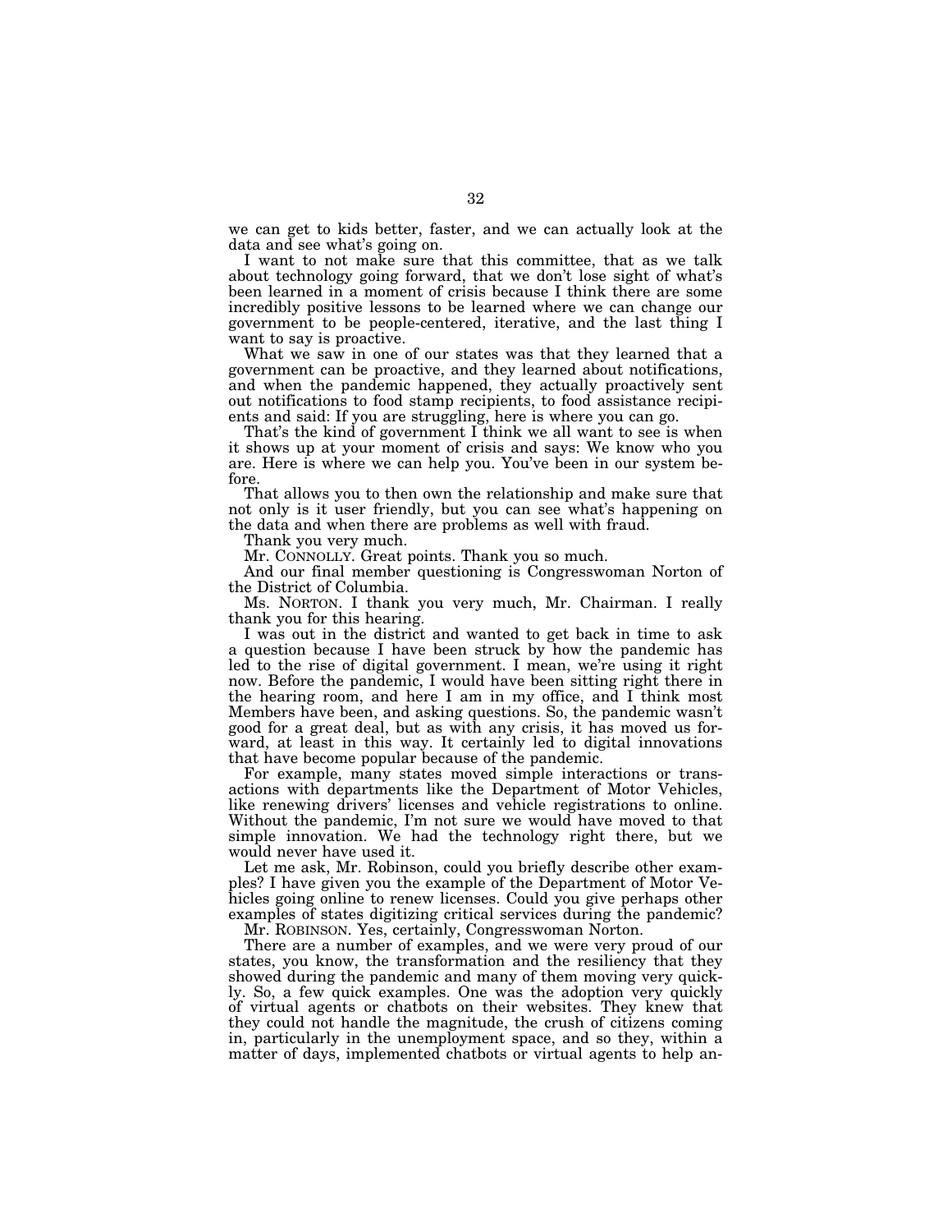we can get to kids better, faster, and we can actually look at the data and see what's going on.

I want to not make sure that this committee, that as we talk about technology going forward, that we don't lose sight of what's been learned in a moment of crisis because I think there are some incredibly positive lessons to be learned where we can change our government to be people-centered, iterative, and the last thing I want to say is proactive.

What we saw in one of our states was that they learned that a government can be proactive, and they learned about notifications, and when the pandemic happened, they actually proactively sent out notifications to food stamp recipients, to food assistance recipients and said: If you are struggling, here is where you can go.

That's the kind of government I think we all want to see is when it shows up at your moment of crisis and says: We know who you are. Here is where we can help you. You've been in our system before.

That allows you to then own the relationship and make sure that not only is it user friendly, but you can see what's happening on the data and when there are problems as well with fraud.

Thank you very much.

Mr. CONNOLLY. Great points. Thank you so much.

And our final member questioning is Congresswoman Norton of the District of Columbia.

Ms. NORTON. I thank you very much, Mr. Chairman. I really thank you for this hearing.

I was out in the district and wanted to get back in time to ask a question because I have been struck by how the pandemic has led to the rise of digital government. I mean, we're using it right now. Before the pandemic, I would have been sitting right there in the hearing room, and here I am in my office, and I think most Members have been, and asking questions. So, the pandemic wasn't good for a great deal, but as with any crisis, it has moved us forward, at least in this way. It certainly led to digital innovations that have become popular because of the pandemic.

For example, many states moved simple interactions or transactions with departments like the Department of Motor Vehicles, like renewing drivers' licenses and vehicle registrations to online. Without the pandemic, I'm not sure we would have moved to that simple innovation. We had the technology right there, but we would never have used it.

Let me ask, Mr. Robinson, could you briefly describe other examples? I have given you the example of the Department of Motor Vehicles going online to renew licenses. Could you give perhaps other examples of states digitizing critical services during the pandemic?

Mr. ROBINSON. Yes, certainly, Congresswoman Norton.

There are a number of examples, and we were very proud of our states, you know, the transformation and the resiliency that they showed during the pandemic and many of them moving very quickly. So, a few quick examples. One was the adoption very quickly of virtual agents or chatbots on their websites. They knew that they could not handle the magnitude, the crush of citizens coming in, particularly in the unemployment space, and so they, within a matter of days, implemented chatbots or virtual agents to help an-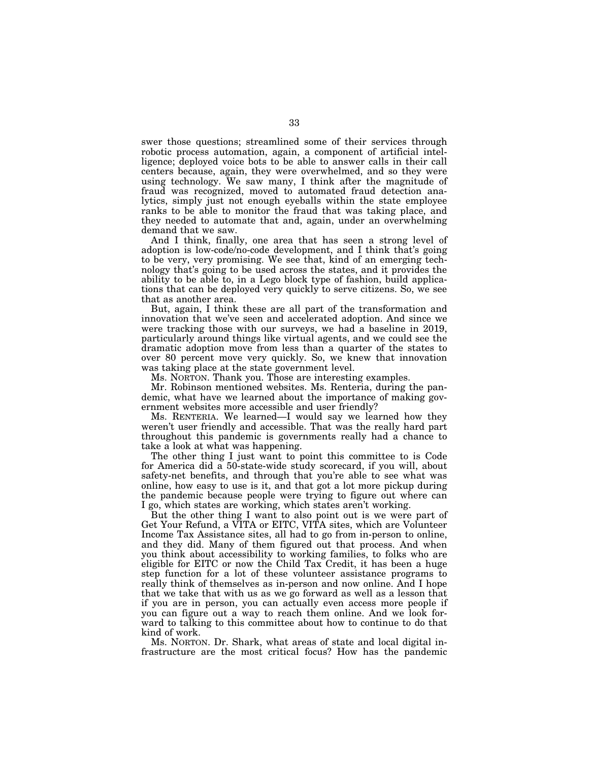swer those questions; streamlined some of their services through robotic process automation, again, a component of artificial intelligence; deployed voice bots to be able to answer calls in their call centers because, again, they were overwhelmed, and so they were using technology. We saw many, I think after the magnitude of fraud was recognized, moved to automated fraud detection analytics, simply just not enough eyeballs within the state employee ranks to be able to monitor the fraud that was taking place, and they needed to automate that and, again, under an overwhelming demand that we saw.

And I think, finally, one area that has seen a strong level of adoption is low-code/no-code development, and I think that's going to be very, very promising. We see that, kind of an emerging technology that's going to be used across the states, and it provides the ability to be able to, in a Lego block type of fashion, build applications that can be deployed very quickly to serve citizens. So, we see that as another area.

But, again, I think these are all part of the transformation and innovation that we've seen and accelerated adoption. And since we were tracking those with our surveys, we had a baseline in 2019, particularly around things like virtual agents, and we could see the dramatic adoption move from less than a quarter of the states to over 80 percent move very quickly. So, we knew that innovation was taking place at the state government level.

Ms. NORTON. Thank you. Those are interesting examples.

Mr. Robinson mentioned websites. Ms. Renteria, during the pandemic, what have we learned about the importance of making government websites more accessible and user friendly?

Ms. RENTERIA. We learned—I would say we learned how they weren't user friendly and accessible. That was the really hard part throughout this pandemic is governments really had a chance to take a look at what was happening.

The other thing I just want to point this committee to is Code for America did a 50-state-wide study scorecard, if you will, about safety-net benefits, and through that you're able to see what was online, how easy to use is it, and that got a lot more pickup during the pandemic because people were trying to figure out where can I go, which states are working, which states aren't working.

But the other thing I want to also point out is we were part of Get Your Refund, a VITA or EITC, VITA sites, which are Volunteer Income Tax Assistance sites, all had to go from in-person to online, and they did. Many of them figured out that process. And when you think about accessibility to working families, to folks who are eligible for EITC or now the Child Tax Credit, it has been a huge step function for a lot of these volunteer assistance programs to really think of themselves as in-person and now online. And I hope that we take that with us as we go forward as well as a lesson that if you are in person, you can actually even access more people if you can figure out a way to reach them online. And we look forward to talking to this committee about how to continue to do that kind of work.

Ms. NORTON. Dr. Shark, what areas of state and local digital infrastructure are the most critical focus? How has the pandemic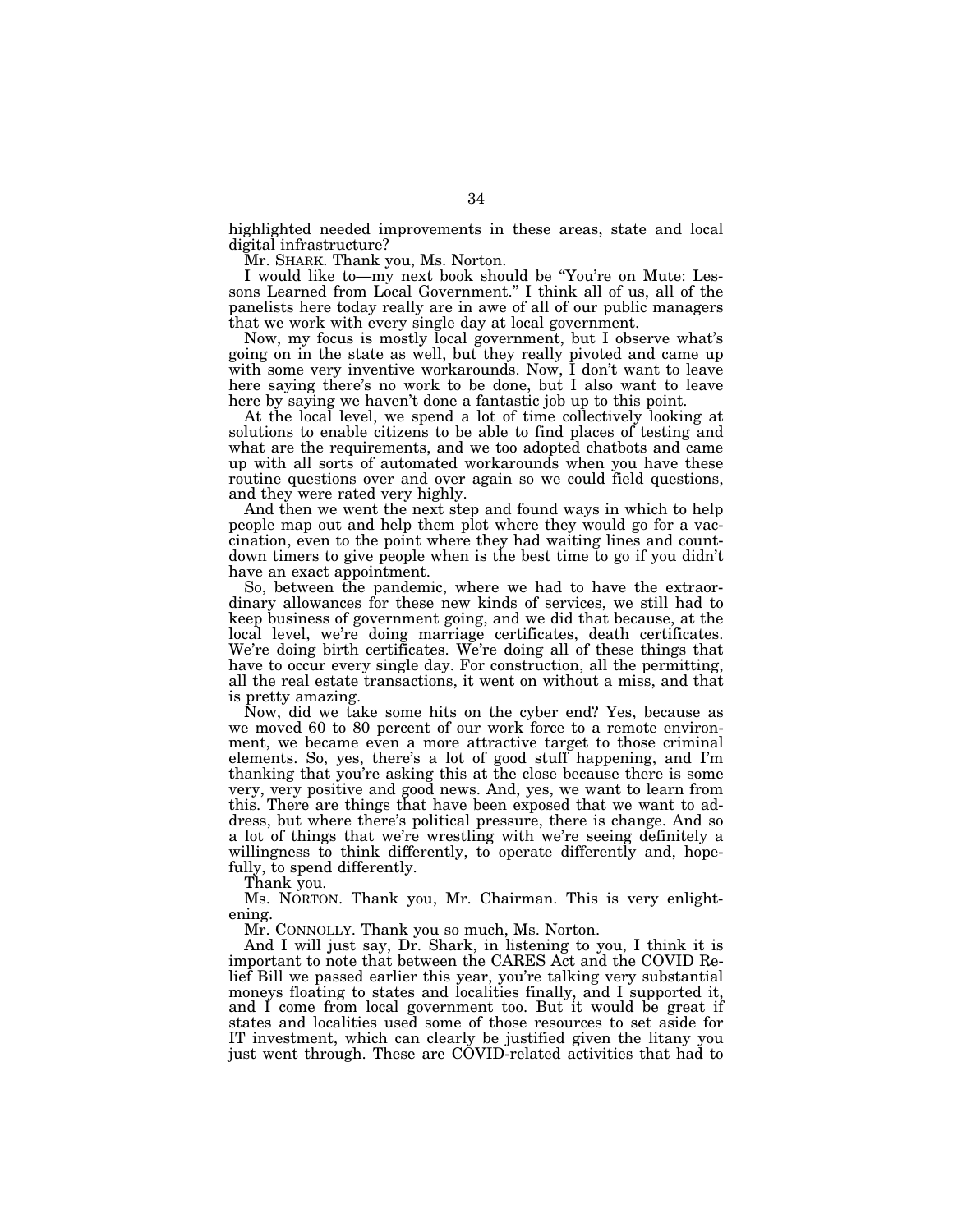highlighted needed improvements in these areas, state and local digital infrastructure?

Mr. SHARK. Thank you, Ms. Norton.

I would like to—my next book should be "You're on Mute: Lessons Learned from Local Government." I think all of us, all of the panelists here today really are in awe of all of our public managers that we work with every single day at local government.

Now, my focus is mostly local government, but I observe what's going on in the state as well, but they really pivoted and came up with some very inventive workarounds. Now, I don't want to leave here saying there's no work to be done, but I also want to leave here by saying we haven't done a fantastic job up to this point.

At the local level, we spend a lot of time collectively looking at solutions to enable citizens to be able to find places of testing and what are the requirements, and we too adopted chatbots and came up with all sorts of automated workarounds when you have these routine questions over and over again so we could field questions, and they were rated very highly.

And then we went the next step and found ways in which to help people map out and help them plot where they would go for a vaccination, even to the point where they had waiting lines and countdown timers to give people when is the best time to go if you didn't have an exact appointment.

So, between the pandemic, where we had to have the extraordinary allowances for these new kinds of services, we still had to keep business of government going, and we did that because, at the local level, we're doing marriage certificates, death certificates. We're doing birth certificates. We're doing all of these things that have to occur every single day. For construction, all the permitting, all the real estate transactions, it went on without a miss, and that is pretty amazing.

Now, did we take some hits on the cyber end? Yes, because as we moved 60 to 80 percent of our work force to a remote environment, we became even a more attractive target to those criminal elements. So, yes, there's a lot of good stuff happening, and I'm thanking that you're asking this at the close because there is some very, very positive and good news. And, yes, we want to learn from this. There are things that have been exposed that we want to address, but where there's political pressure, there is change. And so a lot of things that we're wrestling with we're seeing definitely a willingness to think differently, to operate differently and, hopefully, to spend differently.

Thank you.

Ms. NORTON. Thank you, Mr. Chairman. This is very enlightening.

Mr. CONNOLLY. Thank you so much, Ms. Norton.

And I will just say, Dr. Shark, in listening to you, I think it is important to note that between the CARES Act and the COVID Relief Bill we passed earlier this year, you're talking very substantial moneys floating to states and localities finally, and I supported it, and I come from local government too. But it would be great if states and localities used some of those resources to set aside for IT investment, which can clearly be justified given the litany you just went through. These are COVID-related activities that had to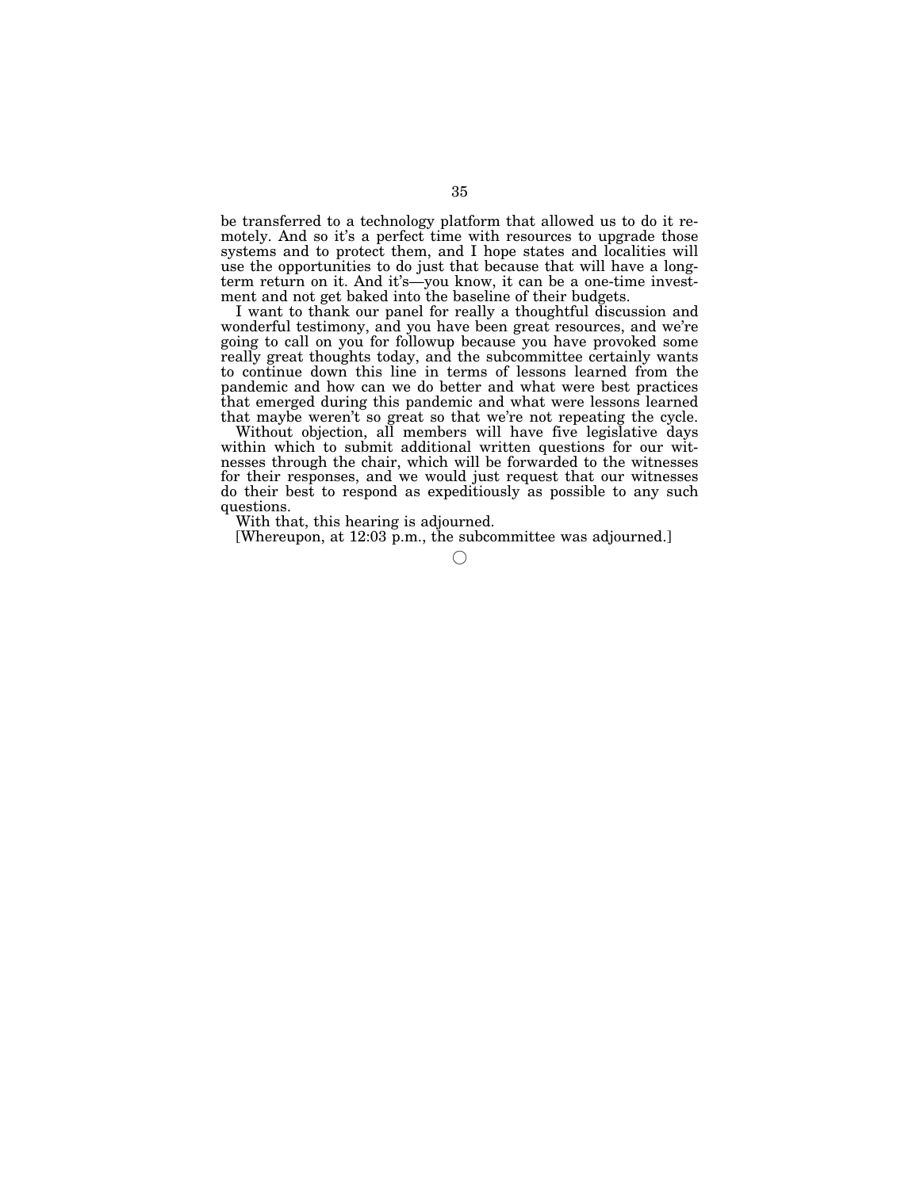be transferred to a technology platform that allowed us to do it remotely. And so it's a perfect time with resources to upgrade those systems and to protect them, and I hope states and localities will use the opportunities to do just that because that will have a long-term return on it. And it's—you know, it can be a one-time investment and not get baked into the baseline of their budgets.

I want to thank our panel for really a thoughtful discussion and wonderful testimony, and you have been great resources, and we're going to call on you for followup because you have provoked some really great thoughts today, and the subcommittee certainly wants to continue down this line in terms of lessons learned from the pandemic and how can we do better and what were best practices that emerged during this pandemic and what were lessons learned that maybe weren't so great so that we're not repeating the cycle.

Without objection, all members will have five legislative days within which to submit additional written questions for our witnesses through the chair, which will be forwarded to the witnesses for their responses, and we would just request that our witnesses do their best to respond as expeditiously as possible to any such questions.

With that, this hearing is adjourned.

[Whereupon, at 12:03 p.m., the subcommittee was adjourned.]

○